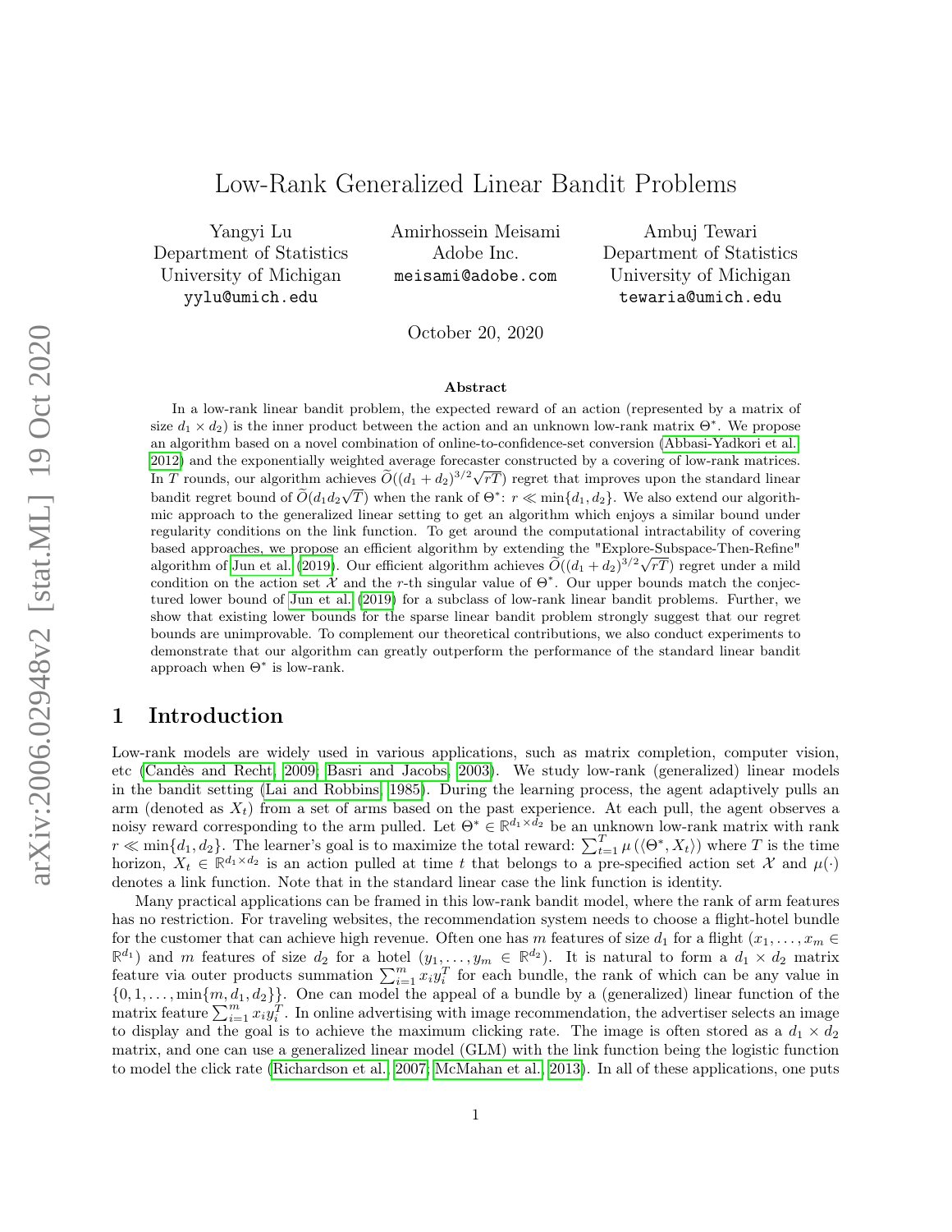# Low-Rank Generalized Linear Bandit Problems

Yangyi Lu
Department of Statistics
University of Michigan
yylu@umich.edu

Amirhossein Meisami
Adobe Inc.
meisami@adobe.com

Ambuj Tewari
Department of Statistics
University of Michigan
tewaria@umich.edu

October 20, 2020

**Abstract**

In a low-rank linear bandit problem, the expected reward of an action (represented by a matrix of size $d_1 \times d_2$) is the inner product between the action and an unknown low-rank matrix $\Theta^*$. We propose an algorithm based on a novel combination of online-to-confidence-set conversion (Abbasi-Yadkori et al., 2012) and the exponentially weighted average forecaster constructed by a covering of low-rank matrices. In $T$ rounds, our algorithm achieves $\widetilde{O}((d_1+d_2)^{3/2}\sqrt{rT})$ regret that improves upon the standard linear bandit regret bound of $\widetilde{O}(d_1 d_2 \sqrt{T})$ when the rank of $\Theta^*$: $r \ll \min\{d_1, d_2\}$. We also extend our algorithmic approach to the generalized linear setting to get an algorithm which enjoys a similar bound under regularity conditions on the link function. To get around the computational intractability of covering based approaches, we propose an efficient algorithm by extending the "Explore-Subspace-Then-Refine" algorithm of Jun et al. (2019). Our efficient algorithm achieves $\widetilde{O}((d_1+d_2)^{3/2}\sqrt{rT})$ regret under a mild condition on the action set $\mathcal{X}$ and the $r$-th singular value of $\Theta^*$. Our upper bounds match the conjectured lower bound of Jun et al. (2019) for a subclass of low-rank linear bandit problems. Further, we show that existing lower bounds for the sparse linear bandit problem strongly suggest that our regret bounds are unimprovable. To complement our theoretical contributions, we also conduct experiments to demonstrate that our algorithm can greatly outperform the performance of the standard linear bandit approach when $\Theta^*$ is low-rank.

## 1 Introduction

Low-rank models are widely used in various applications, such as matrix completion, computer vision, etc (Candès and Recht, 2009; Basri and Jacobs, 2003). We study low-rank (generalized) linear models in the bandit setting (Lai and Robbins, 1985). During the learning process, the agent adaptively pulls an arm (denoted as $X_t$) from a set of arms based on the past experience. At each pull, the agent observes a noisy reward corresponding to the arm pulled. Let $\Theta^* \in \mathbb{R}^{d_1 \times d_2}$ be an unknown low-rank matrix with rank $r \ll \min\{d_1, d_2\}$. The learner's goal is to maximize the total reward: $\sum_{t=1}^{T} \mu(\langle \Theta^*, X_t \rangle)$ where $T$ is the time horizon, $X_t \in \mathbb{R}^{d_1 \times d_2}$ is an action pulled at time $t$ that belongs to a pre-specified action set $\mathcal{X}$ and $\mu(\cdot)$ denotes a link function. Note that in the standard linear case the link function is identity.

Many practical applications can be framed in this low-rank bandit model, where the rank of arm features has no restriction. For traveling websites, the recommendation system needs to choose a flight-hotel bundle for the customer that can achieve high revenue. Often one has $m$ features of size $d_1$ for a flight ($x_1, \ldots, x_m \in \mathbb{R}^{d_1}$) and $m$ features of size $d_2$ for a hotel ($y_1, \ldots, y_m \in \mathbb{R}^{d_2}$). It is natural to form a $d_1 \times d_2$ matrix feature via outer products summation $\sum_{i=1}^{m} x_i y_i^T$ for each bundle, the rank of which can be any value in $\{0, 1, \ldots, \min\{m, d_1, d_2\}\}$. One can model the appeal of a bundle by a (generalized) linear function of the matrix feature $\sum_{i=1}^{m} x_i y_i^T$. In online advertising with image recommendation, the advertiser selects an image to display and the goal is to achieve the maximum clicking rate. The image is often stored as a $d_1 \times d_2$ matrix, and one can use a generalized linear model (GLM) with the link function being the logistic function to model the click rate (Richardson et al., 2007; McMahan et al., 2013). In all of these applications, one puts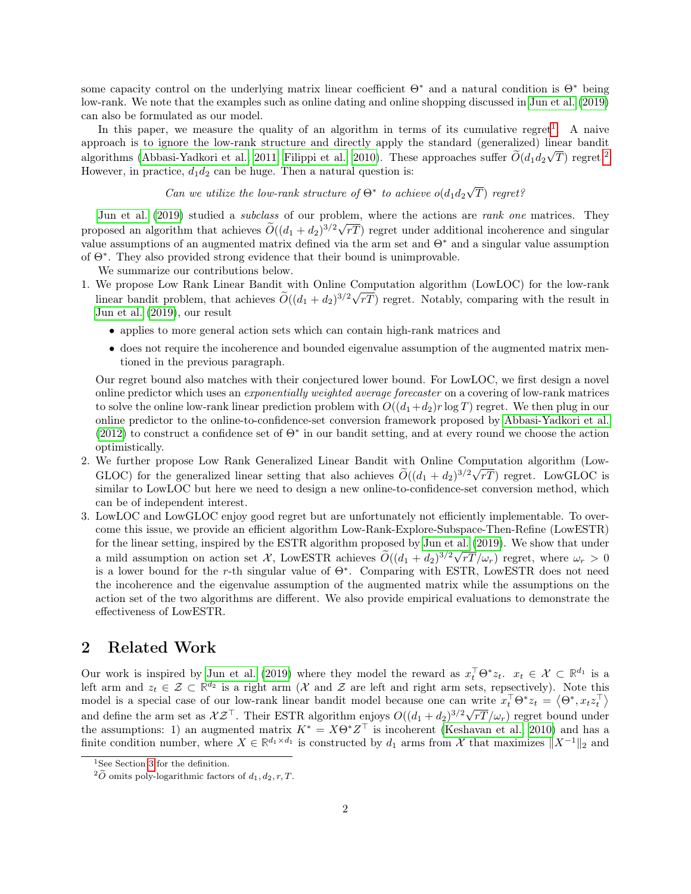some capacity control on the underlying matrix linear coefficient $\Theta^*$ and a natural condition is $\Theta^*$ being low-rank. We note that the examples such as online dating and online shopping discussed in Jun et al. (2019) can also be formulated as our model.

In this paper, we measure the quality of an algorithm in terms of its cumulative regret[1]. A naive approach is to ignore the low-rank structure and directly apply the standard (generalized) linear bandit algorithms (Abbasi-Yadkori et al., 2011; Filippi et al., 2010). These approaches suffer $\widetilde{O}(d_1 d_2 \sqrt{T})$ regret.[2] However, in practice, $d_1 d_2$ can be huge. Then a natural question is:

*Can we utilize the low-rank structure of $\Theta^*$ to achieve $o(d_1 d_2 \sqrt{T})$ regret?*

Jun et al. (2019) studied a *subclass* of our problem, where the actions are *rank one* matrices. They proposed an algorithm that achieves $\widetilde{O}((d_1+d_2)^{3/2}\sqrt{rT})$ regret under additional incoherence and singular value assumptions of an augmented matrix defined via the arm set and $\Theta^*$ and a singular value assumption of $\Theta^*$. They also provided strong evidence that their bound is unimprovable.

We summarize our contributions below.

1. We propose Low Rank Linear Bandit with Online Computation algorithm (LowLOC) for the low-rank linear bandit problem, that achieves $\widetilde{O}((d_1+d_2)^{3/2}\sqrt{rT})$ regret. Notably, comparing with the result in Jun et al. (2019), our result
   - applies to more general action sets which can contain high-rank matrices and
   - does not require the incoherence and bounded eigenvalue assumption of the augmented matrix mentioned in the previous paragraph.

   Our regret bound also matches with their conjectured lower bound. For LowLOC, we first design a novel online predictor which uses an *exponentially weighted average forecaster* on a covering of low-rank matrices to solve the online low-rank linear prediction problem with $O((d_1+d_2)r\log T)$ regret. We then plug in our online predictor to the online-to-confidence-set conversion framework proposed by Abbasi-Yadkori et al. (2012) to construct a confidence set of $\Theta^*$ in our bandit setting, and at every round we choose the action optimistically.
2. We further propose Low Rank Generalized Linear Bandit with Online Computation algorithm (LowGLOC) for the generalized linear setting that also achieves $\widetilde{O}((d_1+d_2)^{3/2}\sqrt{rT})$ regret. LowGLOC is similar to LowLOC but here we need to design a new online-to-confidence-set conversion method, which can be of independent interest.
3. LowLOC and LowGLOC enjoy good regret but are unfortunately not efficiently implementable. To overcome this issue, we provide an efficient algorithm Low-Rank-Explore-Subspace-Then-Refine (LowESTR) for the linear setting, inspired by the ESTR algorithm proposed by Jun et al. (2019). We show that under a mild assumption on action set $\mathcal{X}$, LowESTR achieves $\widetilde{O}((d_1+d_2)^{3/2}\sqrt{rT}/\omega_r)$ regret, where $\omega_r > 0$ is a lower bound for the $r$-th singular value of $\Theta^*$. Comparing with ESTR, LowESTR does not need the incoherence and the eigenvalue assumption of the augmented matrix while the assumptions on the action set of the two algorithms are different. We also provide empirical evaluations to demonstrate the effectiveness of LowESTR.

## 2 Related Work

Our work is inspired by Jun et al. (2019) where they model the reward as $x_t^\top \Theta^* z_t$. $x_t \in \mathcal{X} \subset \mathbb{R}^{d_1}$ is a left arm and $z_t \in \mathcal{Z} \subset \mathbb{R}^{d_2}$ is a right arm ($\mathcal{X}$ and $\mathcal{Z}$ are left and right arm sets, repsectively). Note this model is a special case of our low-rank linear bandit model because one can write $x_t^\top \Theta^* z_t = \langle \Theta^*, x_t z_t^\top \rangle$ and define the arm set as $\mathcal{X}\mathcal{Z}^\top$. Their ESTR algorithm enjoys $O((d_1+d_2)^{3/2}\sqrt{rT}/\omega_r)$ regret bound under the assumptions: 1) an augmented matrix $K^* = X\Theta^* Z^\top$ is incoherent (Keshavan et al., 2010) and has a finite condition number, where $X \in \mathbb{R}^{d_1 \times d_1}$ is constructed by $d_1$ arms from $\mathcal{X}$ that maximizes $\|X^{-1}\|_2$ and

[1] See Section 3 for the definition.

[2] $\widetilde{O}$ omits poly-logarithmic factors of $d_1, d_2, r, T$.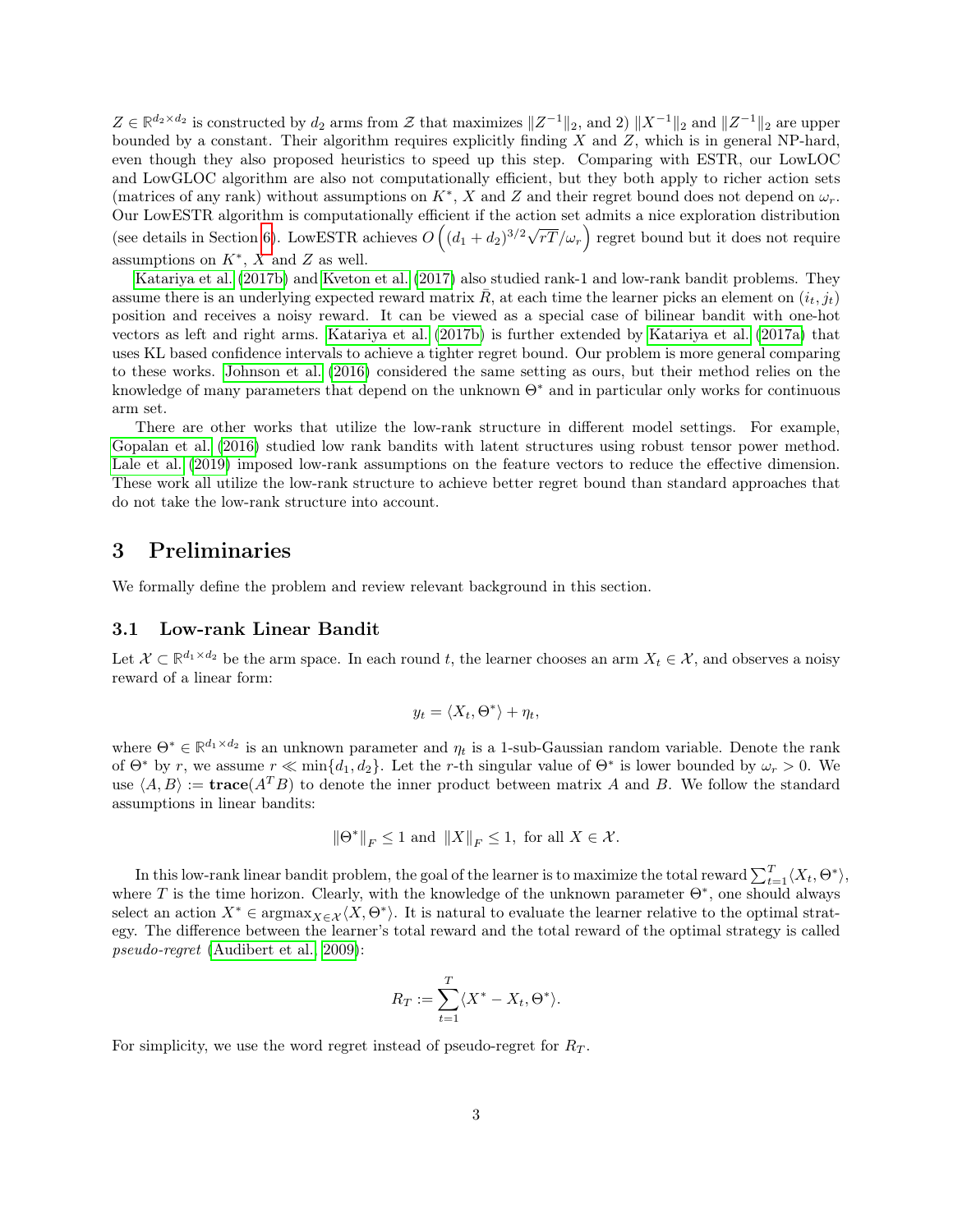$Z \in \mathbb{R}^{d_2 \times d_2}$ is constructed by $d_2$ arms from $\mathcal{Z}$ that maximizes $\|Z^{-1}\|_2$, and 2) $\|X^{-1}\|_2$ and $\|Z^{-1}\|_2$ are upper bounded by a constant. Their algorithm requires explicitly finding $X$ and $Z$, which is in general NP-hard, even though they also proposed heuristics to speed up this step. Comparing with ESTR, our LowLOC and LowGLOC algorithm are also not computationally efficient, but they both apply to richer action sets (matrices of any rank) without assumptions on $K^*$, $X$ and $Z$ and their regret bound does not depend on $\omega_r$. Our LowESTR algorithm is computationally efficient if the action set admits a nice exploration distribution (see details in Section 6). LowESTR achieves $O\left((d_1+d_2)^{3/2}\sqrt{rT}/\omega_r\right)$ regret bound but it does not require assumptions on $K^*$, $X$ and $Z$ as well.

Katariya et al. (2017b) and Kveton et al. (2017) also studied rank-1 and low-rank bandit problems. They assume there is an underlying expected reward matrix $\bar{R}$, at each time the learner picks an element on $(i_t, j_t)$ position and receives a noisy reward. It can be viewed as a special case of bilinear bandit with one-hot vectors as left and right arms. Katariya et al. (2017b) is further extended by Katariya et al. (2017a) that uses KL based confidence intervals to achieve a tighter regret bound. Our problem is more general comparing to these works. Johnson et al. (2016) considered the same setting as ours, but their method relies on the knowledge of many parameters that depend on the unknown $\Theta^*$ and in particular only works for continuous arm set.

There are other works that utilize the low-rank structure in different model settings. For example, Gopalan et al. (2016) studied low rank bandits with latent structures using robust tensor power method. Lale et al. (2019) imposed low-rank assumptions on the feature vectors to reduce the effective dimension. These work all utilize the low-rank structure to achieve better regret bound than standard approaches that do not take the low-rank structure into account.

# 3 Preliminaries

We formally define the problem and review relevant background in this section.

## 3.1 Low-rank Linear Bandit

Let $\mathcal{X} \subset \mathbb{R}^{d_1 \times d_2}$ be the arm space. In each round $t$, the learner chooses an arm $X_t \in \mathcal{X}$, and observes a noisy reward of a linear form:

$$y_t = \langle X_t, \Theta^* \rangle + \eta_t,$$

where $\Theta^* \in \mathbb{R}^{d_1 \times d_2}$ is an unknown parameter and $\eta_t$ is a 1-sub-Gaussian random variable. Denote the rank of $\Theta^*$ by $r$, we assume $r \ll \min\{d_1, d_2\}$. Let the $r$-th singular value of $\Theta^*$ is lower bounded by $\omega_r > 0$. We use $\langle A, B \rangle := \mathbf{trace}(A^T B)$ to denote the inner product between matrix $A$ and $B$. We follow the standard assumptions in linear bandits:

$$\|\Theta^*\|_F \leq 1 \text{ and } \|X\|_F \leq 1, \text{ for all } X \in \mathcal{X}.$$

In this low-rank linear bandit problem, the goal of the learner is to maximize the total reward $\sum_{t=1}^T \langle X_t, \Theta^* \rangle$, where $T$ is the time horizon. Clearly, with the knowledge of the unknown parameter $\Theta^*$, one should always select an action $X^* \in \operatorname{argmax}_{X \in \mathcal{X}} \langle X, \Theta^* \rangle$. It is natural to evaluate the learner relative to the optimal strategy. The difference between the learner's total reward and the total reward of the optimal strategy is called *pseudo-regret* (Audibert et al., 2009):

$$R_T := \sum_{t=1}^T \langle X^* - X_t, \Theta^* \rangle.$$

For simplicity, we use the word regret instead of pseudo-regret for $R_T$.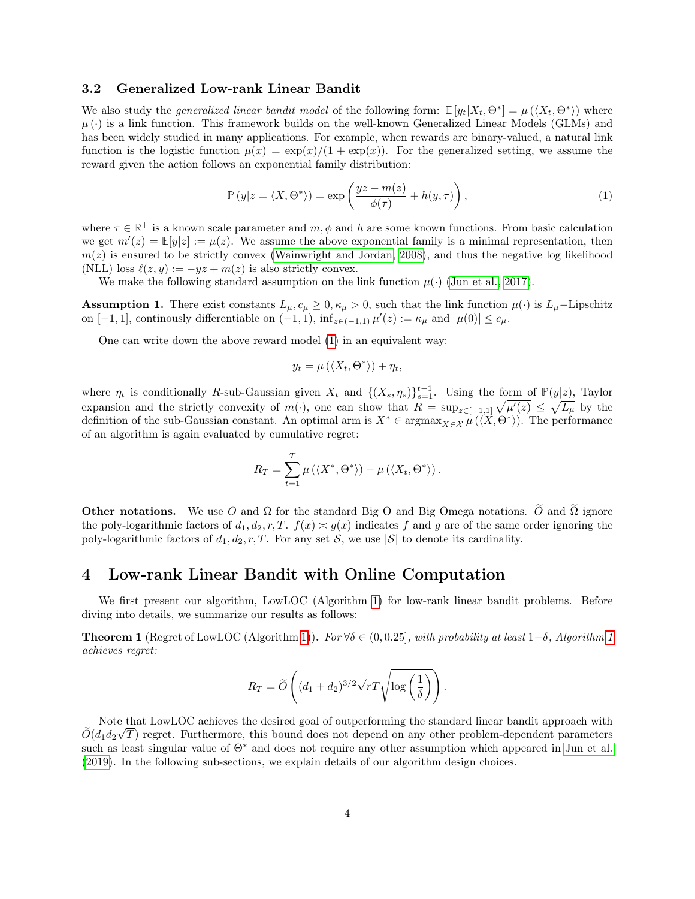### 3.2 Generalized Low-rank Linear Bandit

We also study the *generalized linear bandit model* of the following form: $\mathbb{E}\left[y_t|X_t, \Theta^*\right] = \mu\left(\langle X_t, \Theta^* \rangle\right)$ where $\mu\left(\cdot\right)$ is a link function. This framework builds on the well-known Generalized Linear Models (GLMs) and has been widely studied in many applications. For example, when rewards are binary-valued, a natural link function is the logistic function $\mu(x) = \exp(x)/(1+\exp(x))$. For the generalized setting, we assume the reward given the action follows an exponential family distribution:

$$\mathbb{P}\left(y|z = \langle X, \Theta^* \rangle\right) = \exp\left(\frac{yz - m(z)}{\phi(\tau)} + h(y,\tau)\right), \tag{1}$$

where $\tau \in \mathbb{R}^+$ is a known scale parameter and $m, \phi$ and $h$ are some known functions. From basic calculation we get $m'(z) = \mathbb{E}[y|z] := \mu(z)$. We assume the above exponential family is a minimal representation, then $m(z)$ is ensured to be strictly convex (Wainwright and Jordan, 2008), and thus the negative log likelihood (NLL) loss $\ell(z,y) := -yz + m(z)$ is also strictly convex.

We make the following standard assumption on the link function $\mu(\cdot)$ (Jun et al., 2017).

**Assumption 1.** There exist constants $L_\mu, c_\mu \geq 0, \kappa_\mu > 0$, such that the link function $\mu(\cdot)$ is $L_\mu$−Lipschitz on $[-1,1]$, continously differentiable on $(-1,1)$, $\inf_{z\in(-1,1)} \mu'(z) := \kappa_\mu$ and $|\mu(0)| \leq c_\mu$.

One can write down the above reward model (1) in an equivalent way:

$$y_t = \mu\left(\langle X_t, \Theta^* \rangle\right) + \eta_t,$$

where $\eta_t$ is conditionally $R$-sub-Gaussian given $X_t$ and $\{(X_s, \eta_s)\}_{s=1}^{t-1}$. Using the form of $\mathbb{P}(y|z)$, Taylor expansion and the strictly convexity of $m(\cdot)$, one can show that $R = \sup_{z\in[-1,1]} \sqrt{\mu'(z)} \leq \sqrt{L_\mu}$ by the definition of the sub-Gaussian constant. An optimal arm is $X^* \in \operatorname{argmax}_{X\in\mathcal{X}} \mu\left(\langle X, \Theta^* \rangle\right)$. The performance of an algorithm is again evaluated by cumulative regret:

$$R_T = \sum_{t=1}^{T} \mu\left(\langle X^*, \Theta^* \rangle\right) - \mu\left(\langle X_t, \Theta^* \rangle\right).$$

**Other notations.** We use $O$ and $\Omega$ for the standard Big O and Big Omega notations. $\widetilde{O}$ and $\widetilde{\Omega}$ ignore the poly-logarithmic factors of $d_1, d_2, r, T$. $f(x) \asymp g(x)$ indicates $f$ and $g$ are of the same order ignoring the poly-logarithmic factors of $d_1, d_2, r, T$. For any set $\mathcal{S}$, we use $|\mathcal{S}|$ to denote its cardinality.

## 4 Low-rank Linear Bandit with Online Computation

We first present our algorithm, LowLOC (Algorithm 1) for low-rank linear bandit problems. Before diving into details, we summarize our results as follows:

**Theorem 1** (Regret of LowLOC (Algorithm 1))**.** *For $\forall \delta \in (0, 0.25]$, with probability at least $1-\delta$, Algorithm 1 achieves regret:*

$$R_T = \widetilde{O}\left((d_1+d_2)^{3/2}\sqrt{rT}\sqrt{\log\left(\frac{1}{\delta}\right)}\right).$$

Note that LowLOC achieves the desired goal of outperforming the standard linear bandit approach with $\widetilde{O}(d_1 d_2 \sqrt{T})$ regret. Furthermore, this bound does not depend on any other problem-dependent parameters such as least singular value of $\Theta^*$ and does not require any other assumption which appeared in Jun et al. (2019). In the following sub-sections, we explain details of our algorithm design choices.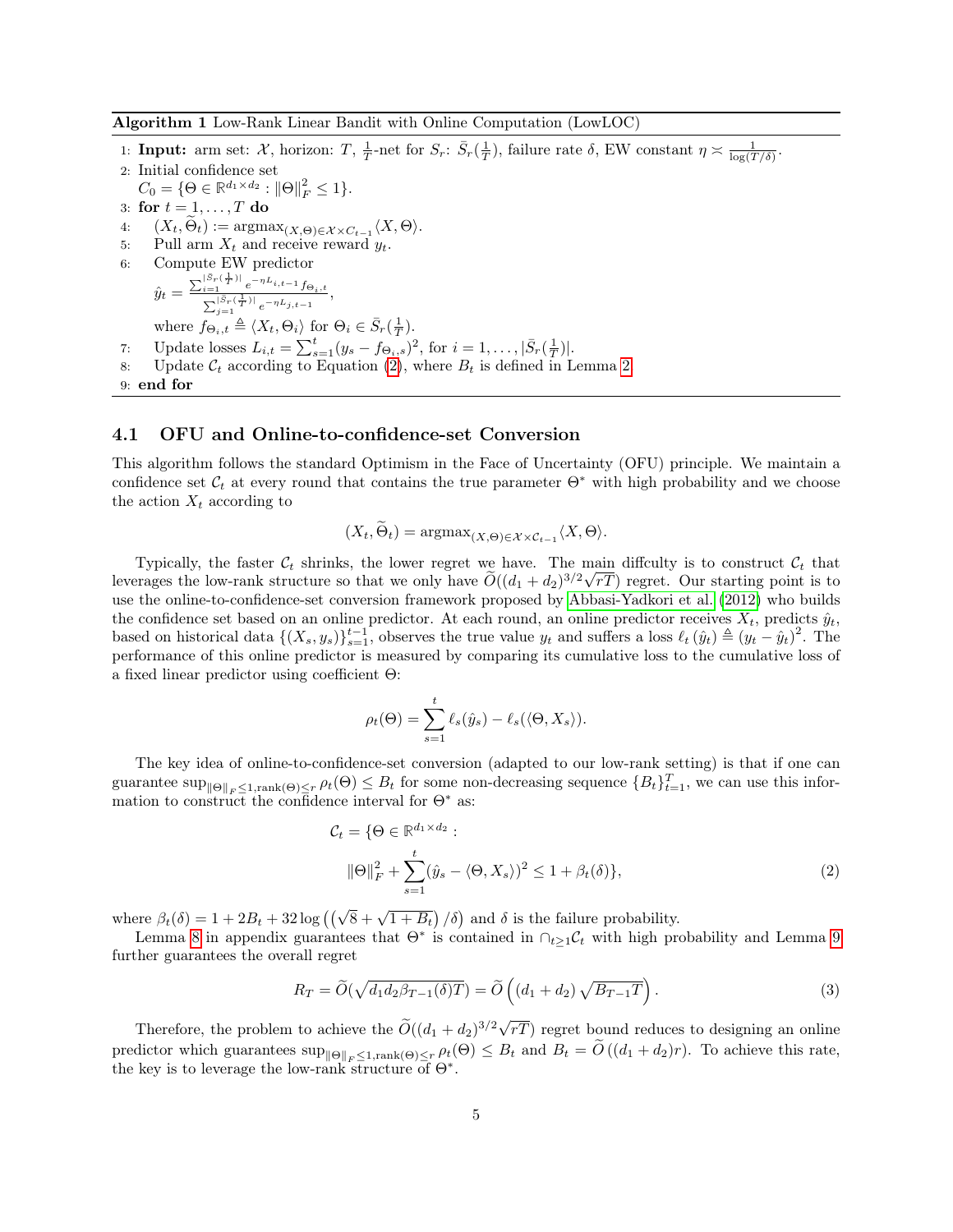**Algorithm 1** Low-Rank Linear Bandit with Online Computation (LowLOC)

1: **Input:** arm set: $\mathcal{X}$, horizon: $T$, $\frac{1}{T}$-net for $S_r$: $\bar{S}_r(\frac{1}{T})$, failure rate $\delta$, EW constant $\eta \asymp \frac{1}{\log(T/\delta)}$.

2: Initial confidence set
$C_0 = \{\Theta \in \mathbb{R}^{d_1 \times d_2} : \|\Theta\|_F^2 \leq 1\}$.

3: **for** $t = 1, \ldots, T$ **do**

4: $\quad (X_t, \widetilde{\Theta}_t) := \operatorname{argmax}_{(X,\Theta) \in \mathcal{X} \times C_{t-1}} \langle X, \Theta \rangle$.

5: $\quad$ Pull arm $X_t$ and receive reward $y_t$.

6: $\quad$ Compute EW predictor
$\hat{y}_t = \frac{\sum_{i=1}^{|\bar{S}_r(\frac{1}{T})|} e^{-\eta L_{i,t-1}} f_{\Theta_i,t}}{\sum_{j=1}^{|\bar{S}_r(\frac{1}{T})|} e^{-\eta L_{j,t-1}}}$,
where $f_{\Theta_i,t} \triangleq \langle X_t, \Theta_i \rangle$ for $\Theta_i \in \bar{S}_r(\frac{1}{T})$.

7: $\quad$ Update losses $L_{i,t} = \sum_{s=1}^{t} (y_s - f_{\Theta_i,s})^2$, for $i = 1, \ldots, |\bar{S}_r(\frac{1}{T})|$.

8: $\quad$ Update $\mathcal{C}_t$ according to Equation (2), where $B_t$ is defined in Lemma 2.

9: **end for**

### 4.1 OFU and Online-to-confidence-set Conversion

This algorithm follows the standard Optimism in the Face of Uncertainty (OFU) principle. We maintain a confidence set $\mathcal{C}_t$ at every round that contains the true parameter $\Theta^*$ with high probability and we choose the action $X_t$ according to

$$(X_t, \widetilde{\Theta}_t) = \operatorname{argmax}_{(X,\Theta) \in \mathcal{X} \times \mathcal{C}_{t-1}} \langle X, \Theta \rangle.$$

Typically, the faster $\mathcal{C}_t$ shrinks, the lower regret we have. The main diffculty is to construct $\mathcal{C}_t$ that leverages the low-rank structure so that we only have $\widetilde{O}((d_1 + d_2)^{3/2}\sqrt{rT})$ regret. Our starting point is to use the online-to-confidence-set conversion framework proposed by Abbasi-Yadkori et al. (2012) who builds the confidence set based on an online predictor. At each round, an online predictor receives $X_t$, predicts $\hat{y}_t$, based on historical data $\{(X_s, y_s)\}_{s=1}^{t-1}$, observes the true value $y_t$ and suffers a loss $\ell_t(\hat{y}_t) \triangleq (y_t - \hat{y}_t)^2$. The performance of this online predictor is measured by comparing its cumulative loss to the cumulative loss of a fixed linear predictor using coefficient $\Theta$:

$$\rho_t(\Theta) = \sum_{s=1}^{t} \ell_s(\hat{y}_s) - \ell_s(\langle \Theta, X_s \rangle).$$

The key idea of online-to-confidence-set conversion (adapted to our low-rank setting) is that if one can guarantee $\sup_{\|\Theta\|_F \leq 1, \mathrm{rank}(\Theta) \leq r} \rho_t(\Theta) \leq B_t$ for some non-decreasing sequence $\{B_t\}_{t=1}^T$, we can use this information to construct the confidence interval for $\Theta^*$ as:

$$\begin{aligned}
\mathcal{C}_t = \{&\Theta \in \mathbb{R}^{d_1 \times d_2} : \\
&\|\Theta\|_F^2 + \sum_{s=1}^{t} (\hat{y}_s - \langle \Theta, X_s \rangle)^2 \leq 1 + \beta_t(\delta)\},
\end{aligned} \tag{2}$$

where $\beta_t(\delta) = 1 + 2B_t + 32 \log\left(\left(\sqrt{8} + \sqrt{1 + B_t}\right)/\delta\right)$ and $\delta$ is the failure probability.

Lemma 8 in appendix guarantees that $\Theta^*$ is contained in $\cap_{t \geq 1} \mathcal{C}_t$ with high probability and Lemma 9 further guarantees the overall regret

$$R_T = \widetilde{O}(\sqrt{d_1 d_2 \beta_{T-1}(\delta) T}) = \widetilde{O}\left((d_1 + d_2)\sqrt{B_{T-1} T}\right). \tag{3}$$

Therefore, the problem to achieve the $\widetilde{O}((d_1 + d_2)^{3/2}\sqrt{rT})$ regret bound reduces to designing an online predictor which guarantees $\sup_{\|\Theta\|_F \leq 1, \mathrm{rank}(\Theta) \leq r} \rho_t(\Theta) \leq B_t$ and $B_t = \widetilde{O}\left((d_1 + d_2) r\right)$. To achieve this rate, the key is to leverage the low-rank structure of $\Theta^*$.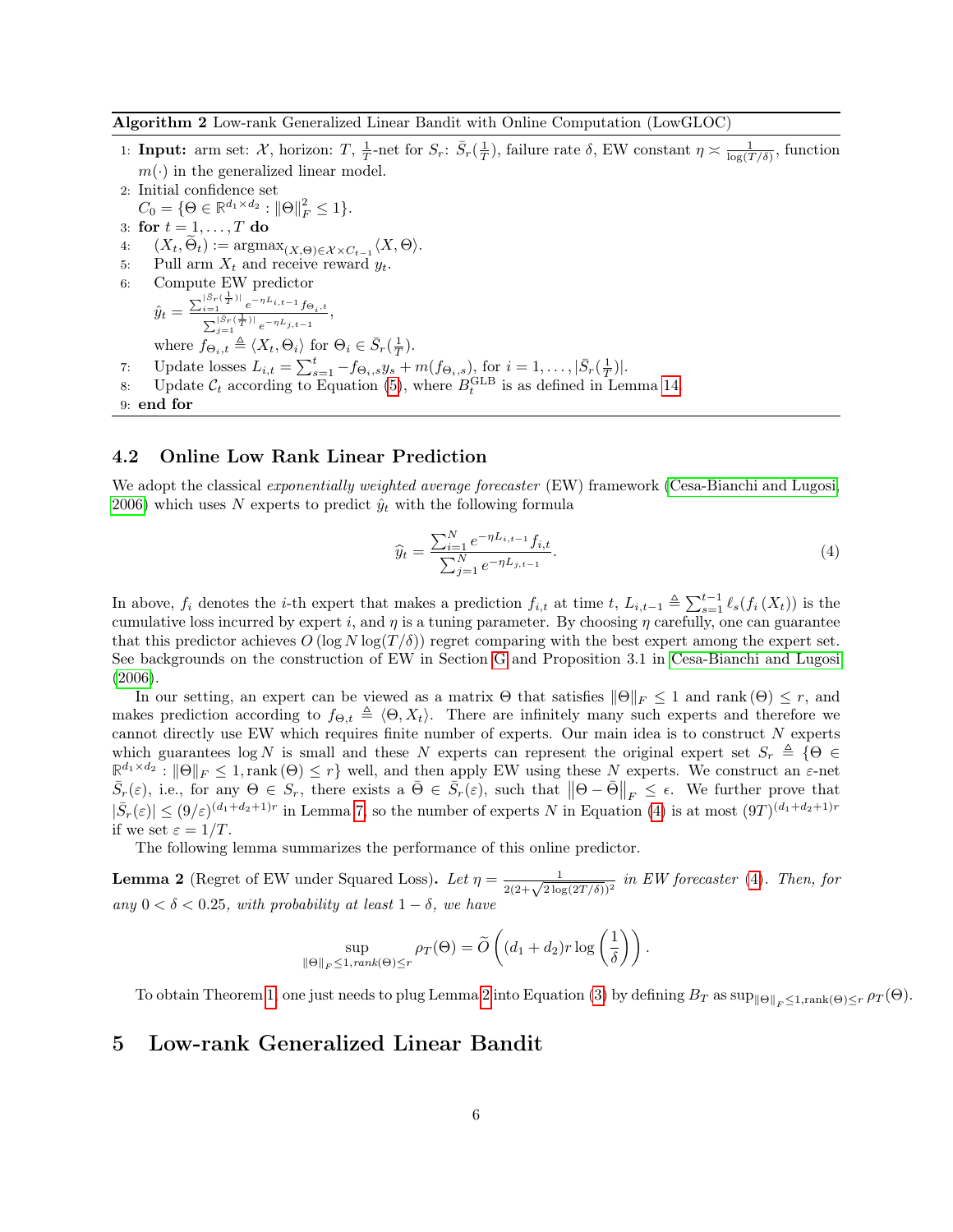**Algorithm 2** Low-rank Generalized Linear Bandit with Online Computation (LowGLOC)

1: **Input:** arm set: $\mathcal{X}$, horizon: $T$, $\frac{1}{T}$-net for $S_r$: $\bar{S}_r(\frac{1}{T})$, failure rate $\delta$, EW constant $\eta \asymp \frac{1}{\log(T/\delta)}$, function $m(\cdot)$ in the generalized linear model.
2: Initial confidence set
$C_0 = \{\Theta \in \mathbb{R}^{d_1 \times d_2} : \|\Theta\|_F^2 \leq 1\}$.
3: **for** $t = 1, \ldots, T$ **do**
4: $\quad (X_t, \widetilde{\Theta}_t) := \operatorname{argmax}_{(X,\Theta) \in \mathcal{X} \times C_{t-1}} \langle X, \Theta \rangle$.
5: $\quad$ Pull arm $X_t$ and receive reward $y_t$.
6: $\quad$ Compute EW predictor
$\hat{y}_t = \frac{\sum_{i=1}^{|\bar{S}_r(\frac{1}{T})|} e^{-\eta L_{i,t-1}} f_{\Theta_i,t}}{\sum_{j=1}^{|\bar{S}_r(\frac{1}{T})|} e^{-\eta L_{j,t-1}}}$,
where $f_{\Theta_i,t} \triangleq \langle X_t, \Theta_i \rangle$ for $\Theta_i \in \bar{S}_r(\frac{1}{T})$.
7: $\quad$ Update losses $L_{i,t} = \sum_{s=1}^{t} -f_{\Theta_i,s} y_s + m(f_{\Theta_i,s})$, for $i = 1, \ldots, |\bar{S}_r(\frac{1}{T})|$.
8: $\quad$ Update $\mathcal{C}_t$ according to Equation (5), where $B_t^{\text{GLB}}$ is as defined in Lemma 14.
9: **end for**

### 4.2 Online Low Rank Linear Prediction

We adopt the classical *exponentially weighted average forecaster* (EW) framework (Cesa-Bianchi and Lugosi, 2006) which uses $N$ experts to predict $\hat{y}_t$ with the following formula

$$\widehat{y}_t = \frac{\sum_{i=1}^{N} e^{-\eta L_{i,t-1}} f_{i,t}}{\sum_{j=1}^{N} e^{-\eta L_{j,t-1}}}. \tag{4}$$

In above, $f_i$ denotes the $i$-th expert that makes a prediction $f_{i,t}$ at time $t$, $L_{i,t-1} \triangleq \sum_{s=1}^{t-1} \ell_s(f_i(X_t))$ is the cumulative loss incurred by expert $i$, and $\eta$ is a tuning parameter. By choosing $\eta$ carefully, one can guarantee that this predictor achieves $O(\log N \log(T/\delta))$ regret comparing with the best expert among the expert set. See backgrounds on the construction of EW in Section G and Proposition 3.1 in Cesa-Bianchi and Lugosi (2006).

In our setting, an expert can be viewed as a matrix $\Theta$ that satisfies $\|\Theta\|_F \leq 1$ and $\text{rank}(\Theta) \leq r$, and makes prediction according to $f_{\Theta,t} \triangleq \langle \Theta, X_t \rangle$. There are infinitely many such experts and therefore we cannot directly use EW which requires finite number of experts. Our main idea is to construct $N$ experts which guarantees $\log N$ is small and these $N$ experts can represent the original expert set $S_r \triangleq \{\Theta \in \mathbb{R}^{d_1 \times d_2} : \|\Theta\|_F \leq 1, \text{rank}(\Theta) \leq r\}$ well, and then apply EW using these $N$ experts. We construct an $\varepsilon$-net $\bar{S}_r(\varepsilon)$, i.e., for any $\Theta \in S_r$, there exists a $\bar{\Theta} \in \bar{S}_r(\varepsilon)$, such that $\|\Theta - \bar{\Theta}\|_F \leq \epsilon$. We further prove that $|\bar{S}_r(\varepsilon)| \leq (9/\varepsilon)^{(d_1+d_2+1)r}$ in Lemma 7, so the number of experts $N$ in Equation (4) is at most $(9T)^{(d_1+d_2+1)r}$ if we set $\varepsilon = 1/T$.

The following lemma summarizes the performance of this online predictor.

**Lemma 2** (Regret of EW under Squared Loss)**.** *Let $\eta = \frac{1}{2(2+\sqrt{2\log(2T/\delta)})^2}$ in EW forecaster (4). Then, for any $0 < \delta < 0.25$, with probability at least $1 - \delta$, we have*

$$\sup_{\|\Theta\|_F \leq 1, rank(\Theta) \leq r} \rho_T(\Theta) = \widetilde{O}\left((d_1 + d_2) r \log\left(\frac{1}{\delta}\right)\right).$$

To obtain Theorem 1, one just needs to plug Lemma 2 into Equation (3) by defining $B_T$ as $\sup_{\|\Theta\|_F \leq 1, \text{rank}(\Theta) \leq r} \rho_T(\Theta)$.

## 5 Low-rank Generalized Linear Bandit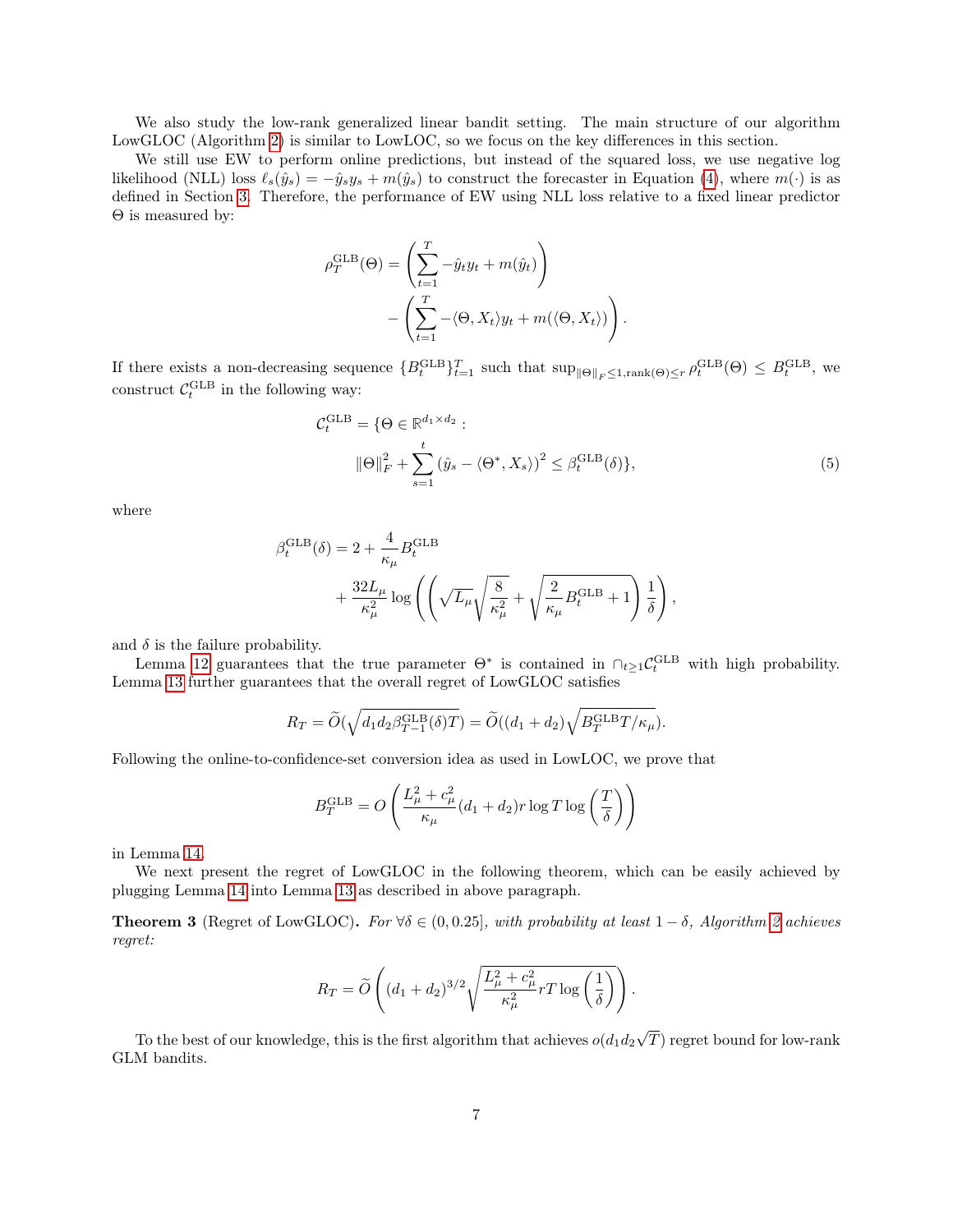We also study the low-rank generalized linear bandit setting. The main structure of our algorithm LowGLOC (Algorithm 2) is similar to LowLOC, so we focus on the key differences in this section.

We still use EW to perform online predictions, but instead of the squared loss, we use negative log likelihood (NLL) loss $\ell_s(\hat{y}_s) = -\hat{y}_s y_s + m(\hat{y}_s)$ to construct the forecaster in Equation (4), where $m(\cdot)$ is as defined in Section 3. Therefore, the performance of EW using NLL loss relative to a fixed linear predictor $\Theta$ is measured by:

$$\rho_T^{\mathrm{GLB}}(\Theta) = \left(\sum_{t=1}^{T} -\hat{y}_t y_t + m(\hat{y}_t)\right) - \left(\sum_{t=1}^{T} -\langle \Theta, X_t \rangle y_t + m(\langle \Theta, X_t \rangle)\right).$$

If there exists a non-decreasing sequence $\{B_t^{\mathrm{GLB}}\}_{t=1}^T$ such that $\sup_{\|\Theta\|_F \le 1, \mathrm{rank}(\Theta) \le r} \rho_t^{\mathrm{GLB}}(\Theta) \le B_t^{\mathrm{GLB}}$, we construct $\mathcal{C}_t^{\mathrm{GLB}}$ in the following way:

$$\mathcal{C}_t^{\mathrm{GLB}} = \{\Theta \in \mathbb{R}^{d_1 \times d_2} : \|\Theta\|_F^2 + \sum_{s=1}^{t} \left(\hat{y}_s - \langle \Theta^*, X_s \rangle\right)^2 \le \beta_t^{\mathrm{GLB}}(\delta)\}, \tag{5}$$

where

$$\beta_t^{\mathrm{GLB}}(\delta) = 2 + \frac{4}{\kappa_\mu} B_t^{\mathrm{GLB}} + \frac{32 L_\mu}{\kappa_\mu^2} \log\left(\left(\sqrt{L_\mu}\sqrt{\frac{8}{\kappa_\mu^2}} + \sqrt{\frac{2}{\kappa_\mu} B_t^{\mathrm{GLB}} + 1}\right)\frac{1}{\delta}\right),$$

and $\delta$ is the failure probability.

Lemma 12 guarantees that the true parameter $\Theta^*$ is contained in $\cap_{t \ge 1} \mathcal{C}_t^{\mathrm{GLB}}$ with high probability. Lemma 13 further guarantees that the overall regret of LowGLOC satisfies

$$R_T = \widetilde{O}(\sqrt{d_1 d_2 \beta_{T-1}^{\mathrm{GLB}}(\delta) T}) = \widetilde{O}((d_1 + d_2)\sqrt{B_T^{\mathrm{GLB}} T / \kappa_\mu}).$$

Following the online-to-confidence-set conversion idea as used in LowLOC, we prove that

$$B_T^{\mathrm{GLB}} = O\left(\frac{L_\mu^2 + c_\mu^2}{\kappa_\mu} (d_1 + d_2) r \log T \log\left(\frac{T}{\delta}\right)\right)$$

in Lemma 14.

We next present the regret of LowGLOC in the following theorem, which can be easily achieved by plugging Lemma 14 into Lemma 13 as described in above paragraph.

**Theorem 3** (Regret of LowGLOC). *For $\forall \delta \in (0, 0.25]$, with probability at least $1 - \delta$, Algorithm 2 achieves regret:*

$$R_T = \widetilde{O}\left((d_1 + d_2)^{3/2} \sqrt{\frac{L_\mu^2 + c_\mu^2}{\kappa_\mu^2} r T \log\left(\frac{1}{\delta}\right)}\right).$$

To the best of our knowledge, this is the first algorithm that achieves $o(d_1 d_2 \sqrt{T})$ regret bound for low-rank GLM bandits.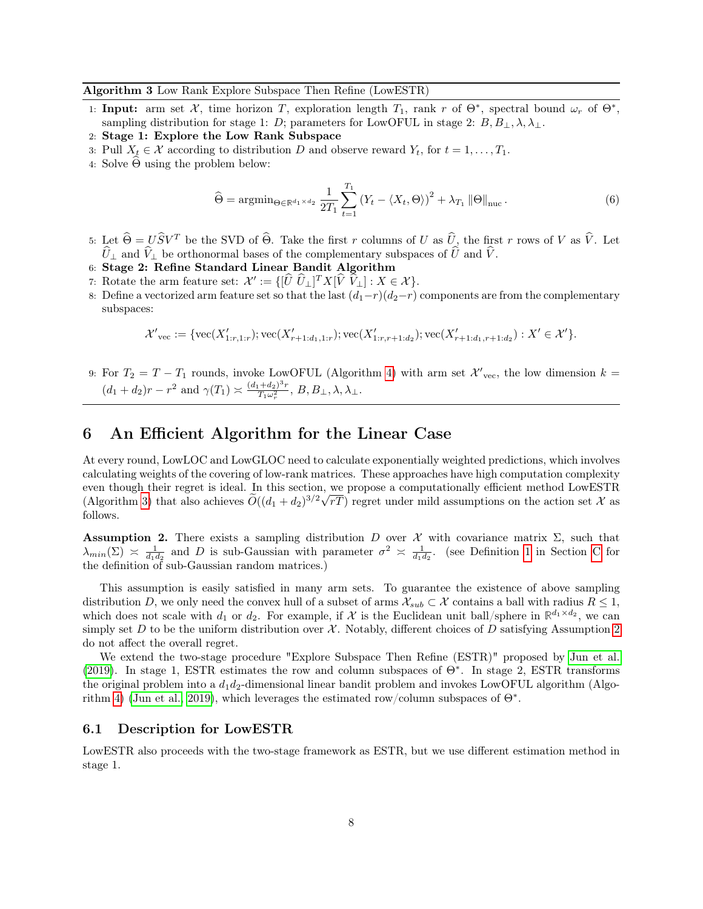**Algorithm 3** Low Rank Explore Subspace Then Refine (LowESTR)

1: **Input:** arm set $\mathcal{X}$, time horizon $T$, exploration length $T_1$, rank $r$ of $\Theta^*$, spectral bound $\omega_r$ of $\Theta^*$, sampling distribution for stage 1: $D$; parameters for LowOFUL in stage 2: $B, B_\perp, \lambda, \lambda_\perp$.

2: **Stage 1: Explore the Low Rank Subspace**

3: Pull $X_t \in \mathcal{X}$ according to distribution $D$ and observe reward $Y_t$, for $t = 1, \ldots, T_1$.

4: Solve $\widehat{\Theta}$ using the problem below:

$$\widehat{\Theta} = \operatorname{argmin}_{\Theta \in \mathbb{R}^{d_1 \times d_2}} \frac{1}{2T_1} \sum_{t=1}^{T_1} \left(Y_t - \langle X_t, \Theta \rangle\right)^2 + \lambda_{T_1} \|\Theta\|_{\text{nuc}}. \tag{6}$$

5: Let $\widehat{\Theta} = U\widehat{S}V^T$ be the SVD of $\widehat{\Theta}$. Take the first $r$ columns of $U$ as $\widehat{U}$, the first $r$ rows of $V$ as $\widehat{V}$. Let $\widehat{U}_\perp$ and $\widehat{V}_\perp$ be orthonormal bases of the complementary subspaces of $\widehat{U}$ and $\widehat{V}$.

6: **Stage 2: Refine Standard Linear Bandit Algorithm**

7: Rotate the arm feature set: $\mathcal{X}' := \{[\widehat{U}\ \widehat{U}_\perp]^T X [\widehat{V}\ \widehat{V}_\perp] : X \in \mathcal{X}\}$.

8: Define a vectorized arm feature set so that the last $(d_1 - r)(d_2 - r)$ components are from the complementary subspaces:

$$\mathcal{X}'_{\text{vec}} := \{\text{vec}(X'_{1:r,1:r}); \text{vec}(X'_{r+1:d_1,1:r}); \text{vec}(X'_{1:r,r+1:d_2}); \text{vec}(X'_{r+1:d_1,r+1:d_2}) : X' \in \mathcal{X}'\}.$$

9: For $T_2 = T - T_1$ rounds, invoke LowOFUL (Algorithm 4) with arm set $\mathcal{X}'_{\text{vec}}$, the low dimension $k = (d_1 + d_2)r - r^2$ and $\gamma(T_1) \asymp \frac{(d_1+d_2)^3 r}{T_1 \omega_r^2}$, $B, B_\perp, \lambda, \lambda_\perp$.

# 6 An Efficient Algorithm for the Linear Case

At every round, LowLOC and LowGLOC need to calculate exponentially weighted predictions, which involves calculating weights of the covering of low-rank matrices. These approaches have high computation complexity even though their regret is ideal. In this section, we propose a computationally efficient method LowESTR (Algorithm 3) that also achieves $\widetilde{O}((d_1 + d_2)^{3/2}\sqrt{rT})$ regret under mild assumptions on the action set $\mathcal{X}$ as follows.

**Assumption 2.** There exists a sampling distribution $D$ over $\mathcal{X}$ with covariance matrix $\Sigma$, such that $\lambda_{min}(\Sigma) \asymp \frac{1}{d_1 d_2}$ and $D$ is sub-Gaussian with parameter $\sigma^2 \asymp \frac{1}{d_1 d_2}$. (see Definition 1 in Section C for the definition of sub-Gaussian random matrices.)

This assumption is easily satisfied in many arm sets. To guarantee the existence of above sampling distribution $D$, we only need the convex hull of a subset of arms $\mathcal{X}_{sub} \subset \mathcal{X}$ contains a ball with radius $R \leq 1$, which does not scale with $d_1$ or $d_2$. For example, if $\mathcal{X}$ is the Euclidean unit ball/sphere in $\mathbb{R}^{d_1 \times d_2}$, we can simply set $D$ to be the uniform distribution over $\mathcal{X}$. Notably, different choices of $D$ satisfying Assumption 2 do not affect the overall regret.

We extend the two-stage procedure "Explore Subspace Then Refine (ESTR)" proposed by Jun et al. (2019). In stage 1, ESTR estimates the row and column subspaces of $\Theta^*$. In stage 2, ESTR transforms the original problem into a $d_1 d_2$-dimensional linear bandit problem and invokes LowOFUL algorithm (Algorithm 4) (Jun et al., 2019), which leverages the estimated row/column subspaces of $\Theta^*$.

## 6.1 Description for LowESTR

LowESTR also proceeds with the two-stage framework as ESTR, but we use different estimation method in stage 1.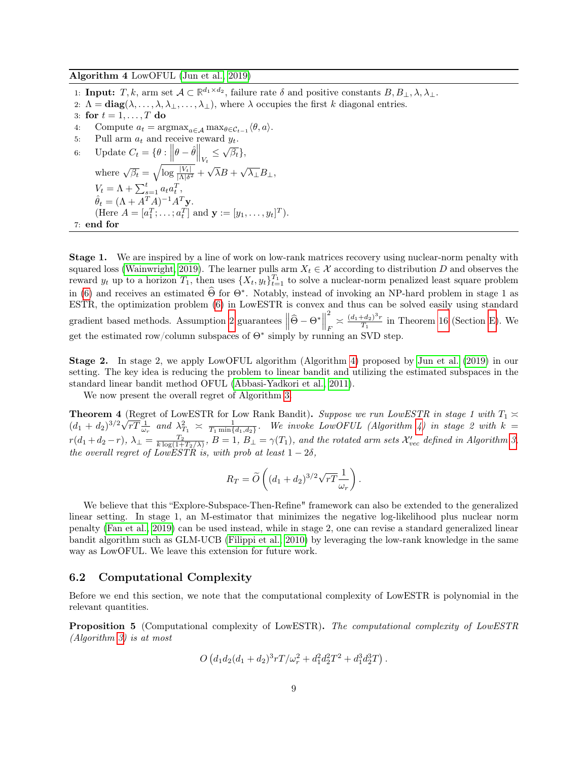**Algorithm 4** LowOFUL (Jun et al., 2019)

1: **Input:** $T, k$, arm set $\mathcal{A} \subset \mathbb{R}^{d_1 \times d_2}$, failure rate $\delta$ and positive constants $B, B_\perp, \lambda, \lambda_\perp$.
2: $\Lambda = \mathbf{diag}(\lambda, \ldots, \lambda, \lambda_\perp, \ldots, \lambda_\perp)$, where $\lambda$ occupies the first $k$ diagonal entries.
3: **for** $t = 1, \ldots, T$ **do**
4: Compute $a_t = \operatorname{argmax}_{a \in \mathcal{A}} \max_{\theta \in \mathcal{C}_{t-1}} \langle \theta, a \rangle$.
5: Pull arm $a_t$ and receive reward $y_t$.
6: Update $C_t = \{\theta : \left\|\theta - \hat{\theta}\right\|_{V_t} \leq \sqrt{\beta_t}\}$,
where $\sqrt{\beta_t} = \sqrt{\log \frac{|V_t|}{|\Lambda| \delta^2}} + \sqrt{\lambda} B + \sqrt{\lambda_\perp} B_\perp$,
$V_t = \Lambda + \sum_{s=1}^{t} a_t a_t^T$,
$\hat{\theta}_t = (\Lambda + A^T A)^{-1} A^T \mathbf{y}$.
(Here $A = [a_1^T; \ldots; a_t^T]$ and $\mathbf{y} := [y_1, \ldots, y_t]^T$).
7: **end for**

**Stage 1.** We are inspired by a line of work on low-rank matrices recovery using nuclear-norm penalty with squared loss (Wainwright, 2019). The learner pulls arm $X_t \in \mathcal{X}$ according to distribution $D$ and observes the reward $y_t$ up to a horizon $T_1$, then uses $\{X_t, y_t\}_{t=1}^{T_1}$ to solve a nuclear-norm penalized least square problem in (6) and receives an estimated $\widehat{\Theta}$ for $\Theta^*$. Notably, instead of invoking an NP-hard problem in stage 1 as ESTR, the optimization problem (6) in LowESTR is convex and thus can be solved easily using standard gradient based methods. Assumption 2 guarantees $\left\|\widehat{\Theta} - \Theta^*\right\|_F^2 \asymp \frac{(d_1+d_2)^3 r}{T_1}$ in Theorem 16 (Section E). We get the estimated row/column subspaces of $\Theta^*$ simply by running an SVD step.

**Stage 2.** In stage 2, we apply LowOFUL algorithm (Algorithm 4) proposed by Jun et al. (2019) in our setting. The key idea is reducing the problem to linear bandit and utilizing the estimated subspaces in the standard linear bandit method OFUL (Abbasi-Yadkori et al., 2011).

We now present the overall regret of Algorithm 3.

**Theorem 4** (Regret of LowESTR for Low Rank Bandit)**.** *Suppose we run LowESTR in stage 1 with $T_1 \asymp (d_1+d_2)^{3/2}\sqrt{rT}\frac{1}{\omega_r}$ and $\lambda_{T_1}^2 \asymp \frac{1}{T_1 \min\{d_1, d_2\}}$. We invoke LowOFUL (Algorithm 4) in stage 2 with $k = r(d_1+d_2-r)$, $\lambda_\perp = \frac{T_2}{k \log(1+T_2/\lambda)}$, $B = 1$, $B_\perp = \gamma(T_1)$, and the rotated arm sets $\mathcal{X}'_{vec}$ defined in Algorithm 3, the overall regret of LowESTR is, with prob at least $1-2\delta$,*

$$R_T = \widetilde{O}\left((d_1+d_2)^{3/2}\sqrt{rT}\frac{1}{\omega_r}\right).$$

We believe that this "Explore-Subspace-Then-Refine" framework can also be extended to the generalized linear setting. In stage 1, an M-estimator that minimizes the negative log-likelihood plus nuclear norm penalty (Fan et al., 2019) can be used instead, while in stage 2, one can revise a standard generalized linear bandit algorithm such as GLM-UCB (Filippi et al., 2010) by leveraging the low-rank knowledge in the same way as LowOFUL. We leave this extension for future work.

## 6.2 Computational Complexity

Before we end this section, we note that the computational complexity of LowESTR is polynomial in the relevant quantities.

**Proposition 5** (Computational complexity of LowESTR)**.** *The computational complexity of LowESTR (Algorithm 3) is at most*

$$O\left(d_1 d_2 (d_1+d_2)^3 rT/\omega_r^2 + d_1^2 d_2^2 T^2 + d_1^3 d_2^3 T\right).$$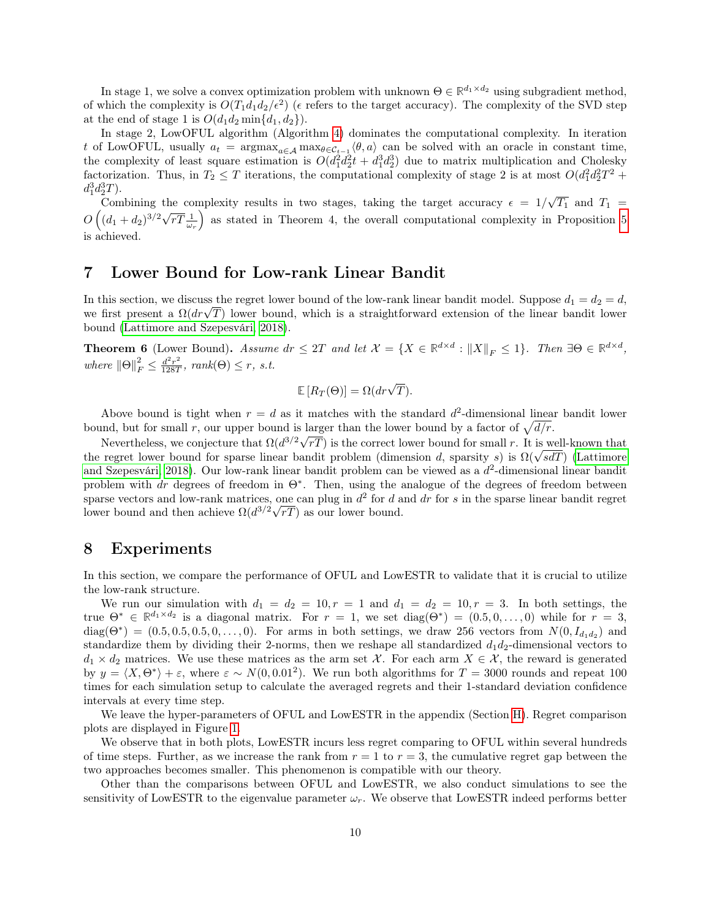In stage 1, we solve a convex optimization problem with unknown $\Theta \in \mathbb{R}^{d_1 \times d_2}$ using subgradient method, of which the complexity is $O(T_1 d_1 d_2/\epsilon^2)$ ($\epsilon$ refers to the target accuracy). The complexity of the SVD step at the end of stage 1 is $O(d_1 d_2 \min\{d_1, d_2\})$.

In stage 2, LowOFUL algorithm (Algorithm 4) dominates the computational complexity. In iteration $t$ of LowOFUL, usually $a_t = \operatorname{argmax}_{a \in \mathcal{A}} \max_{\theta \in \mathcal{C}_{t-1}} \langle \theta, a \rangle$ can be solved with an oracle in constant time, the complexity of least square estimation is $O(d_1^2 d_2^2 t + d_1^3 d_2^3)$ due to matrix multiplication and Cholesky factorization. Thus, in $T_2 \leq T$ iterations, the computational complexity of stage 2 is at most $O(d_1^2 d_2^2 T^2 + d_1^3 d_2^3 T)$.

Combining the complexity results in two stages, taking the target accuracy $\epsilon = 1/\sqrt{T_1}$ and $T_1 = O\left((d_1 + d_2)^{3/2}\sqrt{rT}\frac{1}{\omega_r}\right)$ as stated in Theorem 4, the overall computational complexity in Proposition 5 is achieved.

# 7 Lower Bound for Low-rank Linear Bandit

In this section, we discuss the regret lower bound of the low-rank linear bandit model. Suppose $d_1 = d_2 = d$, we first present a $\Omega(dr\sqrt{T})$ lower bound, which is a straightforward extension of the linear bandit lower bound (Lattimore and Szepesvári, 2018).

**Theorem 6** (Lower Bound)**.** *Assume $dr \leq 2T$ and let $\mathcal{X} = \{X \in \mathbb{R}^{d \times d} : \|X\|_F \leq 1\}$. Then $\exists \Theta \in \mathbb{R}^{d \times d}$, where $\|\Theta\|_F^2 \leq \frac{d^2 r^2}{128T}$, $\operatorname{rank}(\Theta) \leq r$, s.t.*

$$\mathbb{E}\left[R_T(\Theta)\right] = \Omega(dr\sqrt{T}).$$

Above bound is tight when $r = d$ as it matches with the standard $d^2$-dimensional linear bandit lower bound, but for small $r$, our upper bound is larger than the lower bound by a factor of $\sqrt{d/r}$.

Nevertheless, we conjecture that $\Omega(d^{3/2}\sqrt{rT})$ is the correct lower bound for small $r$. It is well-known that the regret lower bound for sparse linear bandit problem (dimension $d$, sparsity $s$) is $\Omega(\sqrt{sdT})$ (Lattimore and Szepesvári, 2018). Our low-rank linear bandit problem can be viewed as a $d^2$-dimensional linear bandit problem with $dr$ degrees of freedom in $\Theta^*$. Then, using the analogue of the degrees of freedom between sparse vectors and low-rank matrices, one can plug in $d^2$ for $d$ and $dr$ for $s$ in the sparse linear bandit regret lower bound and then achieve $\Omega(d^{3/2}\sqrt{rT})$ as our lower bound.

# 8 Experiments

In this section, we compare the performance of OFUL and LowESTR to validate that it is crucial to utilize the low-rank structure.

We run our simulation with $d_1 = d_2 = 10, r = 1$ and $d_1 = d_2 = 10, r = 3$. In both settings, the true $\Theta^* \in \mathbb{R}^{d_1 \times d_2}$ is a diagonal matrix. For $r = 1$, we set $\operatorname{diag}(\Theta^*) = (0.5, 0, \ldots, 0)$ while for $r = 3$, $\operatorname{diag}(\Theta^*) = (0.5, 0.5, 0.5, 0, \ldots, 0)$. For arms in both settings, we draw 256 vectors from $N(0, I_{d_1 d_2})$ and standardize them by dividing their 2-norms, then we reshape all standardized $d_1 d_2$-dimensional vectors to $d_1 \times d_2$ matrices. We use these matrices as the arm set $\mathcal{X}$. For each arm $X \in \mathcal{X}$, the reward is generated by $y = \langle X, \Theta^* \rangle + \varepsilon$, where $\varepsilon \sim N(0, 0.01^2)$. We run both algorithms for $T = 3000$ rounds and repeat 100 times for each simulation setup to calculate the averaged regrets and their 1-standard deviation confidence intervals at every time step.

We leave the hyper-parameters of OFUL and LowESTR in the appendix (Section H). Regret comparison plots are displayed in Figure 1.

We observe that in both plots, LowESTR incurs less regret comparing to OFUL within several hundreds of time steps. Further, as we increase the rank from $r = 1$ to $r = 3$, the cumulative regret gap between the two approaches becomes smaller. This phenomenon is compatible with our theory.

Other than the comparisons between OFUL and LowESTR, we also conduct simulations to see the sensitivity of LowESTR to the eigenvalue parameter $\omega_r$. We observe that LowESTR indeed performs better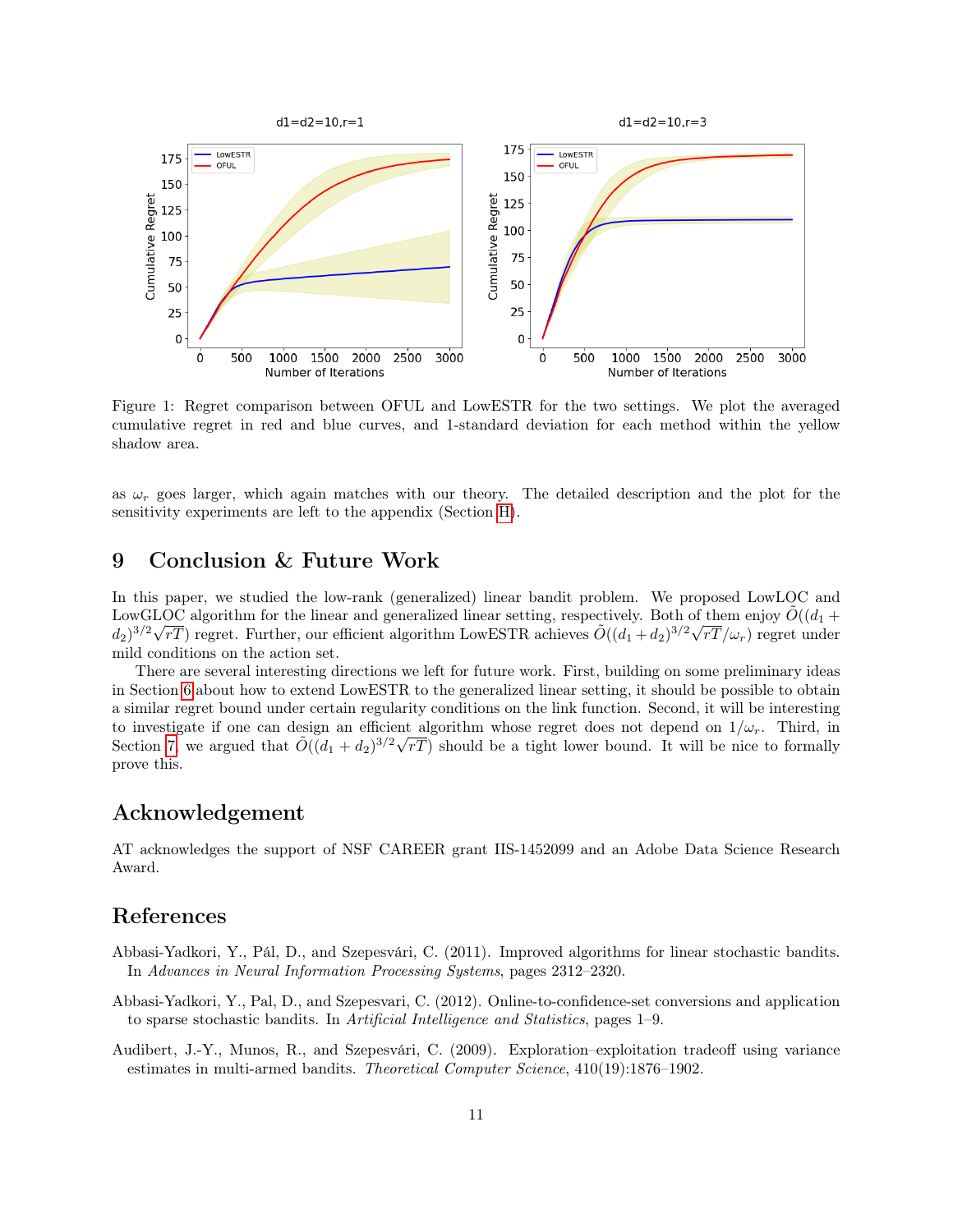Figure 1: Regret comparison between OFUL and LowESTR for the two settings. We plot the averaged cumulative regret in red and blue curves, and 1-standard deviation for each method within the yellow shadow area.

as $\omega_r$ goes larger, which again matches with our theory. The detailed description and the plot for the sensitivity experiments are left to the appendix (Section H).

# 9 Conclusion & Future Work

In this paper, we studied the low-rank (generalized) linear bandit problem. We proposed LowLOC and LowGLOC algorithm for the linear and generalized linear setting, respectively. Both of them enjoy $\tilde{O}((d_1 + d_2)^{3/2}\sqrt{rT})$ regret. Further, our efficient algorithm LowESTR achieves $\tilde{O}((d_1 + d_2)^{3/2}\sqrt{rT}/\omega_r)$ regret under mild conditions on the action set.

There are several interesting directions we left for future work. First, building on some preliminary ideas in Section 6 about how to extend LowESTR to the generalized linear setting, it should be possible to obtain a similar regret bound under certain regularity conditions on the link function. Second, it will be interesting to investigate if one can design an efficient algorithm whose regret does not depend on $1/\omega_r$. Third, in Section 7, we argued that $\tilde{O}((d_1 + d_2)^{3/2}\sqrt{rT})$ should be a tight lower bound. It will be nice to formally prove this.

# Acknowledgement

AT acknowledges the support of NSF CAREER grant IIS-1452099 and an Adobe Data Science Research Award.

# References

Abbasi-Yadkori, Y., Pál, D., and Szepesvári, C. (2011). Improved algorithms for linear stochastic bandits. In *Advances in Neural Information Processing Systems*, pages 2312–2320.

Abbasi-Yadkori, Y., Pal, D., and Szepesvari, C. (2012). Online-to-confidence-set conversions and application to sparse stochastic bandits. In *Artificial Intelligence and Statistics*, pages 1–9.

Audibert, J.-Y., Munos, R., and Szepesvári, C. (2009). Exploration–exploitation tradeoff using variance estimates in multi-armed bandits. *Theoretical Computer Science*, 410(19):1876–1902.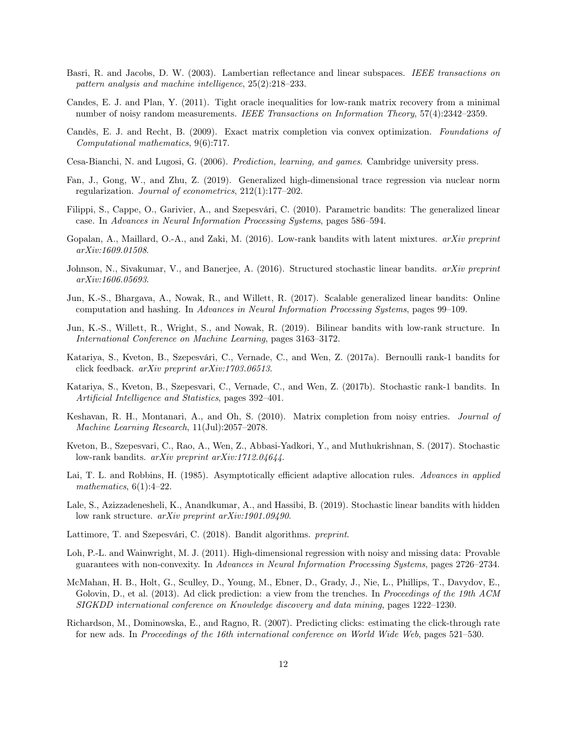Basri, R. and Jacobs, D. W. (2003). Lambertian reflectance and linear subspaces. *IEEE transactions on pattern analysis and machine intelligence*, 25(2):218–233.

Candes, E. J. and Plan, Y. (2011). Tight oracle inequalities for low-rank matrix recovery from a minimal number of noisy random measurements. *IEEE Transactions on Information Theory*, 57(4):2342–2359.

Candès, E. J. and Recht, B. (2009). Exact matrix completion via convex optimization. *Foundations of Computational mathematics*, 9(6):717.

Cesa-Bianchi, N. and Lugosi, G. (2006). *Prediction, learning, and games*. Cambridge university press.

Fan, J., Gong, W., and Zhu, Z. (2019). Generalized high-dimensional trace regression via nuclear norm regularization. *Journal of econometrics*, 212(1):177–202.

Filippi, S., Cappe, O., Garivier, A., and Szepesvári, C. (2010). Parametric bandits: The generalized linear case. In *Advances in Neural Information Processing Systems*, pages 586–594.

Gopalan, A., Maillard, O.-A., and Zaki, M. (2016). Low-rank bandits with latent mixtures. *arXiv preprint arXiv:1609.01508*.

Johnson, N., Sivakumar, V., and Banerjee, A. (2016). Structured stochastic linear bandits. *arXiv preprint arXiv:1606.05693*.

Jun, K.-S., Bhargava, A., Nowak, R., and Willett, R. (2017). Scalable generalized linear bandits: Online computation and hashing. In *Advances in Neural Information Processing Systems*, pages 99–109.

Jun, K.-S., Willett, R., Wright, S., and Nowak, R. (2019). Bilinear bandits with low-rank structure. In *International Conference on Machine Learning*, pages 3163–3172.

Katariya, S., Kveton, B., Szepesvári, C., Vernade, C., and Wen, Z. (2017a). Bernoulli rank-1 bandits for click feedback. *arXiv preprint arXiv:1703.06513*.

Katariya, S., Kveton, B., Szepesvari, C., Vernade, C., and Wen, Z. (2017b). Stochastic rank-1 bandits. In *Artificial Intelligence and Statistics*, pages 392–401.

Keshavan, R. H., Montanari, A., and Oh, S. (2010). Matrix completion from noisy entries. *Journal of Machine Learning Research*, 11(Jul):2057–2078.

Kveton, B., Szepesvari, C., Rao, A., Wen, Z., Abbasi-Yadkori, Y., and Muthukrishnan, S. (2017). Stochastic low-rank bandits. *arXiv preprint arXiv:1712.04644*.

Lai, T. L. and Robbins, H. (1985). Asymptotically efficient adaptive allocation rules. *Advances in applied mathematics*, 6(1):4–22.

Lale, S., Azizzadenesheli, K., Anandkumar, A., and Hassibi, B. (2019). Stochastic linear bandits with hidden low rank structure. *arXiv preprint arXiv:1901.09490*.

Lattimore, T. and Szepesvári, C. (2018). Bandit algorithms. *preprint*.

Loh, P.-L. and Wainwright, M. J. (2011). High-dimensional regression with noisy and missing data: Provable guarantees with non-convexity. In *Advances in Neural Information Processing Systems*, pages 2726–2734.

McMahan, H. B., Holt, G., Sculley, D., Young, M., Ebner, D., Grady, J., Nie, L., Phillips, T., Davydov, E., Golovin, D., et al. (2013). Ad click prediction: a view from the trenches. In *Proceedings of the 19th ACM SIGKDD international conference on Knowledge discovery and data mining*, pages 1222–1230.

Richardson, M., Dominowska, E., and Ragno, R. (2007). Predicting clicks: estimating the click-through rate for new ads. In *Proceedings of the 16th international conference on World Wide Web*, pages 521–530.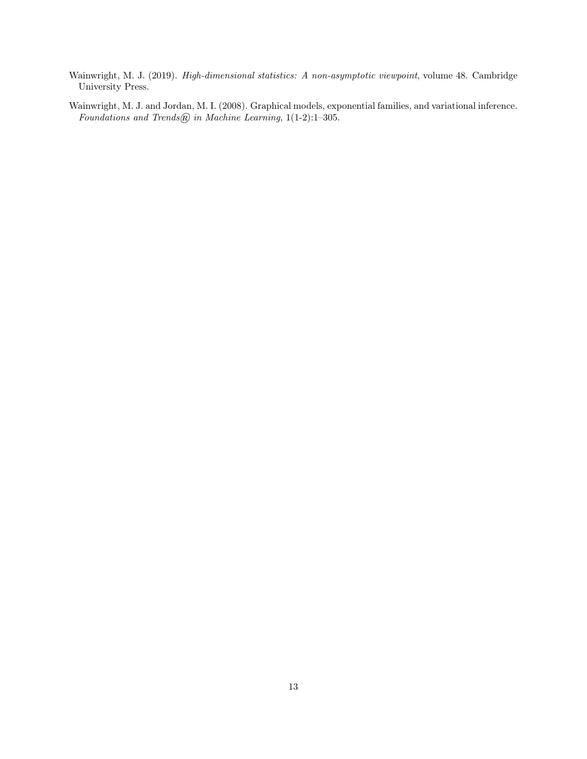Wainwright, M. J. (2019). *High-dimensional statistics: A non-asymptotic viewpoint*, volume 48. Cambridge University Press.

Wainwright, M. J. and Jordan, M. I. (2008). Graphical models, exponential families, and variational inference. *Foundations and Trends® in Machine Learning*, 1(1-2):1–305.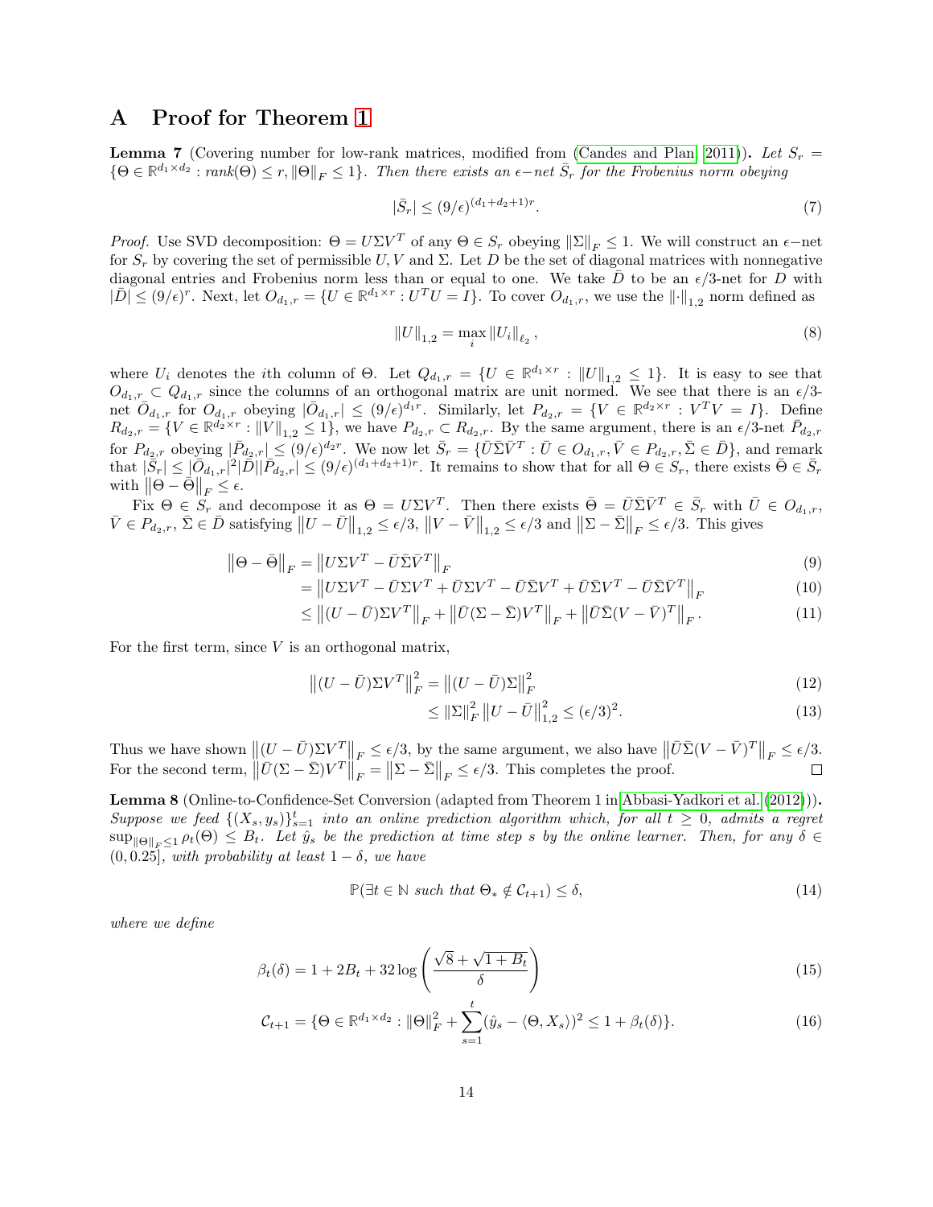# A Proof for Theorem 1

**Lemma 7** (Covering number for low-rank matrices, modified from (Candes and Plan, 2011))**.** *Let $S_r = \{\Theta \in \mathbb{R}^{d_1 \times d_2} : rank(\Theta) \leq r, \|\Theta\|_F \leq 1\}$. Then there exists an $\epsilon-$net $\bar{S}_r$ for the Frobenius norm obeying*

$$|\bar{S}_r| \leq (9/\epsilon)^{(d_1+d_2+1)r}. \tag{7}$$

*Proof.* Use SVD decomposition: $\Theta = U\Sigma V^T$ of any $\Theta \in S_r$ obeying $\|\Sigma\|_F \leq 1$. We will construct an $\epsilon-$net for $S_r$ by covering the set of permissible $U, V$ and $\Sigma$. Let $D$ be the set of diagonal matrices with nonnegative diagonal entries and Frobenius norm less than or equal to one. We take $\bar{D}$ to be an $\epsilon/3$-net for $D$ with $|\bar{D}| \leq (9/\epsilon)^r$. Next, let $O_{d_1,r} = \{U \in \mathbb{R}^{d_1 \times r} : U^T U = I\}$. To cover $O_{d_1,r}$, we use the $\|\cdot\|_{1,2}$ norm defined as

$$\|U\|_{1,2} = \max_i \|U_i\|_{\ell_2}, \tag{8}$$

where $U_i$ denotes the $i$th column of $\Theta$. Let $Q_{d_1,r} = \{U \in \mathbb{R}^{d_1 \times r} : \|U\|_{1,2} \leq 1\}$. It is easy to see that $O_{d_1,r} \subset Q_{d_1,r}$ since the columns of an orthogonal matrix are unit normed. We see that there is an $\epsilon/3$-net $\bar{O}_{d_1,r}$ for $O_{d_1,r}$ obeying $|\bar{O}_{d_1,r}| \leq (9/\epsilon)^{d_1 r}$. Similarly, let $P_{d_2,r} = \{V \in \mathbb{R}^{d_2 \times r} : V^T V = I\}$. Define $R_{d_2,r} = \{V \in \mathbb{R}^{d_2 \times r} : \|V\|_{1,2} \leq 1\}$, we have $P_{d_2,r} \subset R_{d_2,r}$. By the same argument, there is an $\epsilon/3$-net $\bar{P}_{d_2,r}$ for $P_{d_2,r}$ obeying $|\bar{P}_{d_2,r}| \leq (9/\epsilon)^{d_2 r}$. We now let $\bar{S}_r = \{\bar{U}\bar{\Sigma}\bar{V}^T : \bar{U} \in O_{d_1,r}, \bar{V} \in P_{d_2,r}, \bar{\Sigma} \in \bar{D}\}$, and remark that $|\bar{S}_r| \leq |\bar{O}_{d_1,r}|^2 |\bar{D}||\bar{P}_{d_2,r}| \leq (9/\epsilon)^{(d_1+d_2+1)r}$. It remains to show that for all $\Theta \in S_r$, there exists $\bar{\Theta} \in \bar{S}_r$ with $\|\Theta - \bar{\Theta}\|_F \leq \epsilon$.

Fix $\Theta \in S_r$ and decompose it as $\Theta = U\Sigma V^T$. Then there exists $\bar{\Theta} = \bar{U}\bar{\Sigma}\bar{V}^T \in \bar{S}_r$ with $\bar{U} \in O_{d_1,r}$, $\bar{V} \in P_{d_2,r}$, $\bar{\Sigma} \in \bar{D}$ satisfying $\|U - \bar{U}\|_{1,2} \leq \epsilon/3$, $\|V - \bar{V}\|_{1,2} \leq \epsilon/3$ and $\|\Sigma - \bar{\Sigma}\|_F \leq \epsilon/3$. This gives

$$\|\Theta - \bar{\Theta}\|_F = \|U\Sigma V^T - \bar{U}\bar{\Sigma}\bar{V}^T\|_F \tag{9}$$

$$= \|U\Sigma V^T - \bar{U}\Sigma V^T + \bar{U}\Sigma V^T - \bar{U}\bar{\Sigma}V^T + \bar{U}\bar{\Sigma}V^T - \bar{U}\bar{\Sigma}\bar{V}^T\|_F \tag{10}$$

$$\leq \|(U - \bar{U})\Sigma V^T\|_F + \|\bar{U}(\Sigma - \bar{\Sigma})V^T\|_F + \|\bar{U}\bar{\Sigma}(V - \bar{V})^T\|_F. \tag{11}$$

For the first term, since $V$ is an orthogonal matrix,

$$\|(U - \bar{U})\Sigma V^T\|_F^2 = \|(U - \bar{U})\Sigma\|_F^2 \tag{12}$$

$$\leq \|\Sigma\|_F^2 \|U - \bar{U}\|_{1,2}^2 \leq (\epsilon/3)^2. \tag{13}$$

Thus we have shown $\|(U - \bar{U})\Sigma V^T\|_F \leq \epsilon/3$, by the same argument, we also have $\|\bar{U}\bar{\Sigma}(V - \bar{V})^T\|_F \leq \epsilon/3$. For the second term, $\|\bar{U}(\Sigma - \bar{\Sigma})V^T\|_F = \|\Sigma - \bar{\Sigma}\|_F \leq \epsilon/3$. This completes the proof. ∎

**Lemma 8** (Online-to-Confidence-Set Conversion (adapted from Theorem 1 in Abbasi-Yadkori et al. (2012)))**.** *Suppose we feed $\{(X_s, y_s)\}_{s=1}^t$ into an online prediction algorithm which, for all $t \geq 0$, admits a regret $\sup_{\|\Theta\|_F \leq 1} \rho_t(\Theta) \leq B_t$. Let $\hat{y}_s$ be the prediction at time step $s$ by the online learner. Then, for any $\delta \in (0, 0.25]$, with probability at least $1 - \delta$, we have*

$$\mathbb{P}(\exists t \in \mathbb{N} \text{ such that } \Theta_* \notin \mathcal{C}_{t+1}) \leq \delta, \tag{14}$$

*where we define*

$$\beta_t(\delta) = 1 + 2B_t + 32 \log\left(\frac{\sqrt{8} + \sqrt{1 + B_t}}{\delta}\right) \tag{15}$$

$$\mathcal{C}_{t+1} = \{\Theta \in \mathbb{R}^{d_1 \times d_2} : \|\Theta\|_F^2 + \sum_{s=1}^{t} (\hat{y}_s - \langle \Theta, X_s \rangle)^2 \leq 1 + \beta_t(\delta)\}. \tag{16}$$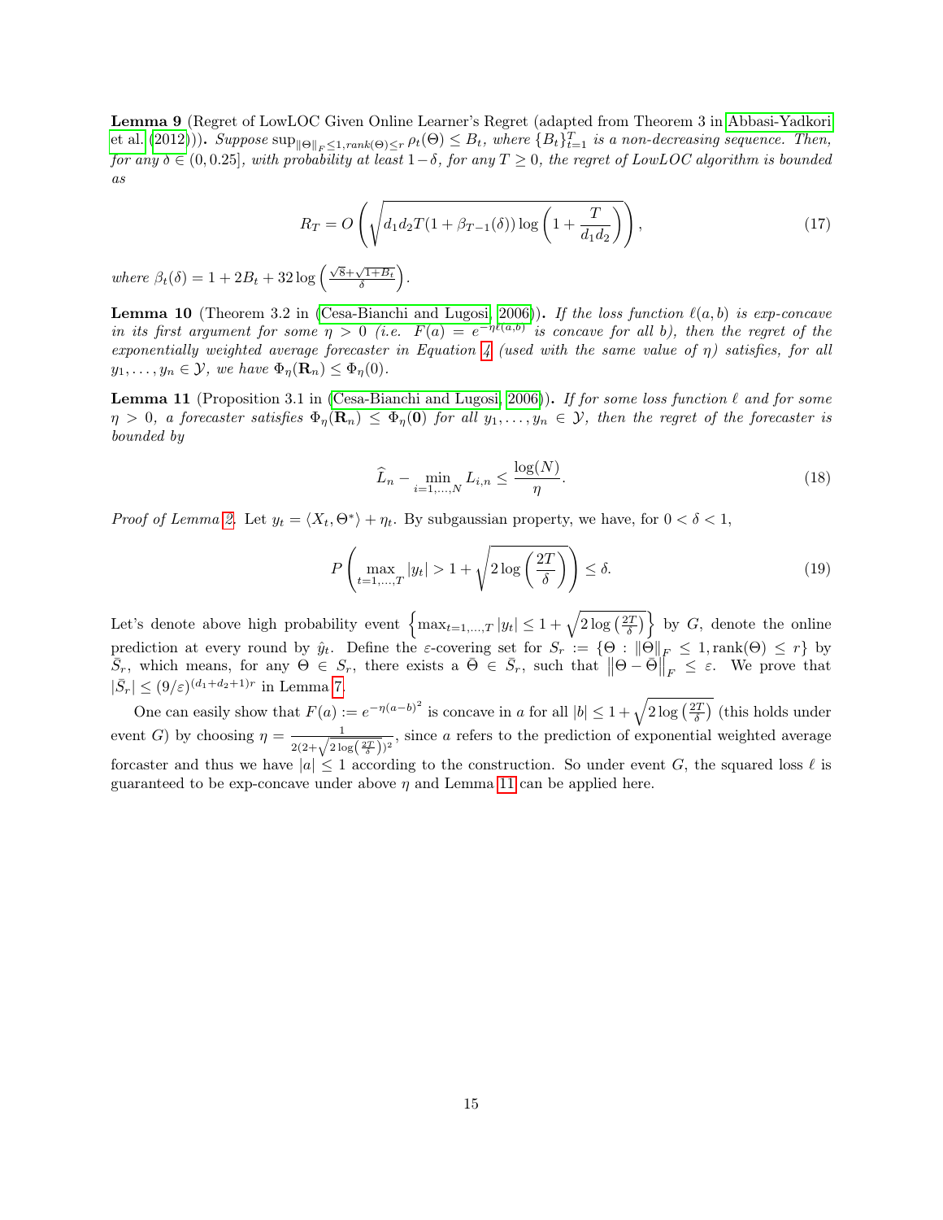**Lemma 9** (Regret of LowLOC Given Online Learner's Regret (adapted from Theorem 3 in Abbasi-Yadkori et al. (2012))). *Suppose* $\sup_{\|\Theta\|_F \le 1, rank(\Theta) \le r} \rho_t(\Theta) \le B_t$*, where* $\{B_t\}_{t=1}^T$ *is a non-decreasing sequence. Then, for any* $\delta \in (0, 0.25]$*, with probability at least* $1-\delta$*, for any* $T \ge 0$*, the regret of LowLOC algorithm is bounded as*

$$R_T = O\left(\sqrt{d_1 d_2 T(1+\beta_{T-1}(\delta)) \log\left(1+\frac{T}{d_1 d_2}\right)}\right), \tag{17}$$

*where* $\beta_t(\delta) = 1 + 2B_t + 32\log\left(\frac{\sqrt{8}+\sqrt{1+B_t}}{\delta}\right)$.

**Lemma 10** (Theorem 3.2 in (Cesa-Bianchi and Lugosi, 2006)). *If the loss function* $\ell(a,b)$ *is exp-concave in its first argument for some* $\eta > 0$ *(i.e.* $F(a) = e^{-\eta\ell(a,b)}$ *is concave for all* $b$*), then the regret of the exponentially weighted average forecaster in Equation 4 (used with the same value of* $\eta$*) satisfies, for all* $y_1, \ldots, y_n \in \mathcal{Y}$*, we have* $\Phi_\eta(\mathbf{R}_n) \le \Phi_\eta(0)$.

**Lemma 11** (Proposition 3.1 in (Cesa-Bianchi and Lugosi, 2006)). *If for some loss function* $\ell$ *and for some* $\eta > 0$*, a forecaster satisfies* $\Phi_\eta(\mathbf{R}_n) \le \Phi_\eta(\mathbf{0})$ *for all* $y_1, \ldots, y_n \in \mathcal{Y}$*, then the regret of the forecaster is bounded by*

$$\widehat{L}_n - \min_{i=1,\ldots,N} L_{i,n} \le \frac{\log(N)}{\eta}. \tag{18}$$

*Proof of Lemma 2.* Let $y_t = \langle X_t, \Theta^* \rangle + \eta_t$. By subgaussian property, we have, for $0 < \delta < 1$,

$$P\left(\max_{t=1,\ldots,T} |y_t| > 1 + \sqrt{2\log\left(\frac{2T}{\delta}\right)}\right) \le \delta. \tag{19}$$

Let's denote above high probability event $\left\{\max_{t=1,\ldots,T} |y_t| \le 1 + \sqrt{2\log\left(\frac{2T}{\delta}\right)}\right\}$ by $G$, denote the online prediction at every round by $\hat{y}_t$. Define the $\varepsilon$-covering set for $S_r := \{\Theta : \|\Theta\|_F \le 1, \text{rank}(\Theta) \le r\}$ by $\bar{S}_r$, which means, for any $\Theta \in S_r$, there exists a $\bar{\Theta} \in \bar{S}_r$, such that $\left\|\Theta - \bar{\Theta}\right\|_F \le \varepsilon$. We prove that $|\bar{S}_r| \le (9/\varepsilon)^{(d_1+d_2+1)r}$ in Lemma 7.

One can easily show that $F(a) := e^{-\eta(a-b)^2}$ is concave in $a$ for all $|b| \le 1 + \sqrt{2\log\left(\frac{2T}{\delta}\right)}$ (this holds under event $G$) by choosing $\eta = \frac{1}{2(2+\sqrt{2\log\left(\frac{2T}{\delta}\right)})^2}$, since $a$ refers to the prediction of exponential weighted average forcaster and thus we have $|a| \le 1$ according to the construction. So under event $G$, the squared loss $\ell$ is guaranteed to be exp-concave under above $\eta$ and Lemma 11 can be applied here.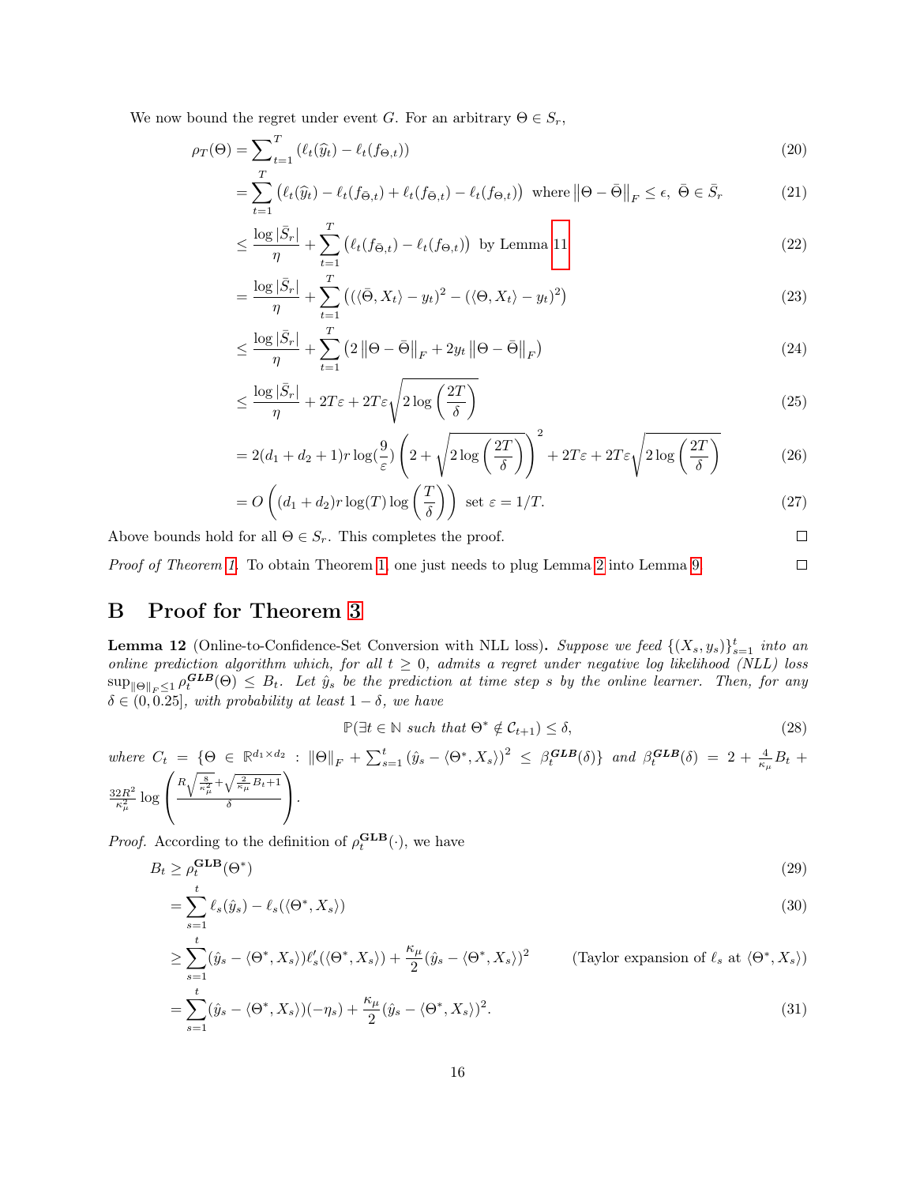We now bound the regret under event $G$. For an arbitrary $\Theta \in S_r$,

$$
\begin{aligned}
\rho_T(\Theta) &= \sum\nolimits_{t=1}^{T} \left(\ell_t(\widehat{y}_t) - \ell_t(f_{\Theta,t})\right) && (20)\\
&= \sum_{t=1}^{T} \left(\ell_t(\widehat{y}_t) - \ell_t(f_{\bar{\Theta},t}) + \ell_t(f_{\bar{\Theta},t}) - \ell_t(f_{\Theta,t})\right) \text{ where } \left\|\Theta - \bar{\Theta}\right\|_F \leq \epsilon,\ \bar{\Theta} \in \bar{S}_r && (21)\\
&\leq \frac{\log|\bar{S}_r|}{\eta} + \sum_{t=1}^{T} \left(\ell_t(f_{\bar{\Theta},t}) - \ell_t(f_{\Theta,t})\right) \text{ by Lemma 11} && (22)\\
&= \frac{\log|\bar{S}_r|}{\eta} + \sum_{t=1}^{T} \left((\langle\bar{\Theta}, X_t\rangle - y_t)^2 - (\langle\Theta, X_t\rangle - y_t)^2\right) && (23)\\
&\leq \frac{\log|\bar{S}_r|}{\eta} + \sum_{t=1}^{T} \left(2\left\|\Theta - \bar{\Theta}\right\|_F + 2y_t\left\|\Theta - \bar{\Theta}\right\|_F\right) && (24)\\
&\leq \frac{\log|\bar{S}_r|}{\eta} + 2T\varepsilon + 2T\varepsilon\sqrt{2\log\left(\frac{2T}{\delta}\right)} && (25)\\
&= 2(d_1+d_2+1)r\log(\frac{9}{\varepsilon})\left(2 + \sqrt{2\log\left(\frac{2T}{\delta}\right)}\right)^2 + 2T\varepsilon + 2T\varepsilon\sqrt{2\log\left(\frac{2T}{\delta}\right)} && (26)\\
&= O\left((d_1+d_2)r\log(T)\log\left(\frac{T}{\delta}\right)\right) \text{ set } \varepsilon = 1/T. && (27)
\end{aligned}
$$

Above bounds hold for all $\Theta \in S_r$. This completes the proof. □

*Proof of Theorem 1.* To obtain Theorem 1, one just needs to plug Lemma 2 into Lemma 9. □

# B Proof for Theorem 3

**Lemma 12** (Online-to-Confidence-Set Conversion with NLL loss). *Suppose we feed $\{(X_s, y_s)\}_{s=1}^t$ into an online prediction algorithm which, for all $t \geq 0$, admits a regret under negative log likelihood (NLL) loss $\sup_{\|\Theta\|_F \leq 1} \rho_t^{\boldsymbol{GLB}}(\Theta) \leq B_t$. Let $\hat{y}_s$ be the prediction at time step $s$ by the online learner. Then, for any $\delta \in (0, 0.25]$, with probability at least $1-\delta$, we have*

$$
\mathbb{P}(\exists t \in \mathbb{N} \text{ such that } \Theta^* \notin \mathcal{C}_{t+1}) \leq \delta, \tag{28}
$$

*where $C_t = \{\Theta \in \mathbb{R}^{d_1 \times d_2} : \|\Theta\|_F + \sum_{s=1}^t (\hat{y}_s - \langle\Theta^*, X_s\rangle)^2 \leq \beta_t^{\boldsymbol{GLB}}(\delta)\}$ and $\beta_t^{\boldsymbol{GLB}}(\delta) = 2 + \frac{4}{\kappa_\mu}B_t + \frac{32R^2}{\kappa_\mu^2}\log\left(\frac{R\sqrt{\frac{8}{\kappa_\mu^2}} + \sqrt{\frac{2}{\kappa_\mu}B_t + 1}}{\delta}\right)$.*

*Proof.* According to the definition of $\rho_t^{\mathbf{GLB}}(\cdot)$, we have

$$
\begin{aligned}
B_t &\geq \rho_t^{\mathbf{GLB}}(\Theta^*) && (29)\\
&= \sum_{s=1}^{t} \ell_s(\hat{y}_s) - \ell_s(\langle\Theta^*, X_s\rangle) && (30)\\
&\geq \sum_{s=1}^{t} (\hat{y}_s - \langle\Theta^*, X_s\rangle)\ell_s'(\langle\Theta^*, X_s\rangle) + \frac{\kappa_\mu}{2}(\hat{y}_s - \langle\Theta^*, X_s\rangle)^2 && \text{(Taylor expansion of } \ell_s \text{ at } \langle\Theta^*, X_s\rangle)\\
&= \sum_{s=1}^{t} (\hat{y}_s - \langle\Theta^*, X_s\rangle)(-\eta_s) + \frac{\kappa_\mu}{2}(\hat{y}_s - \langle\Theta^*, X_s\rangle)^2. && (31)
\end{aligned}
$$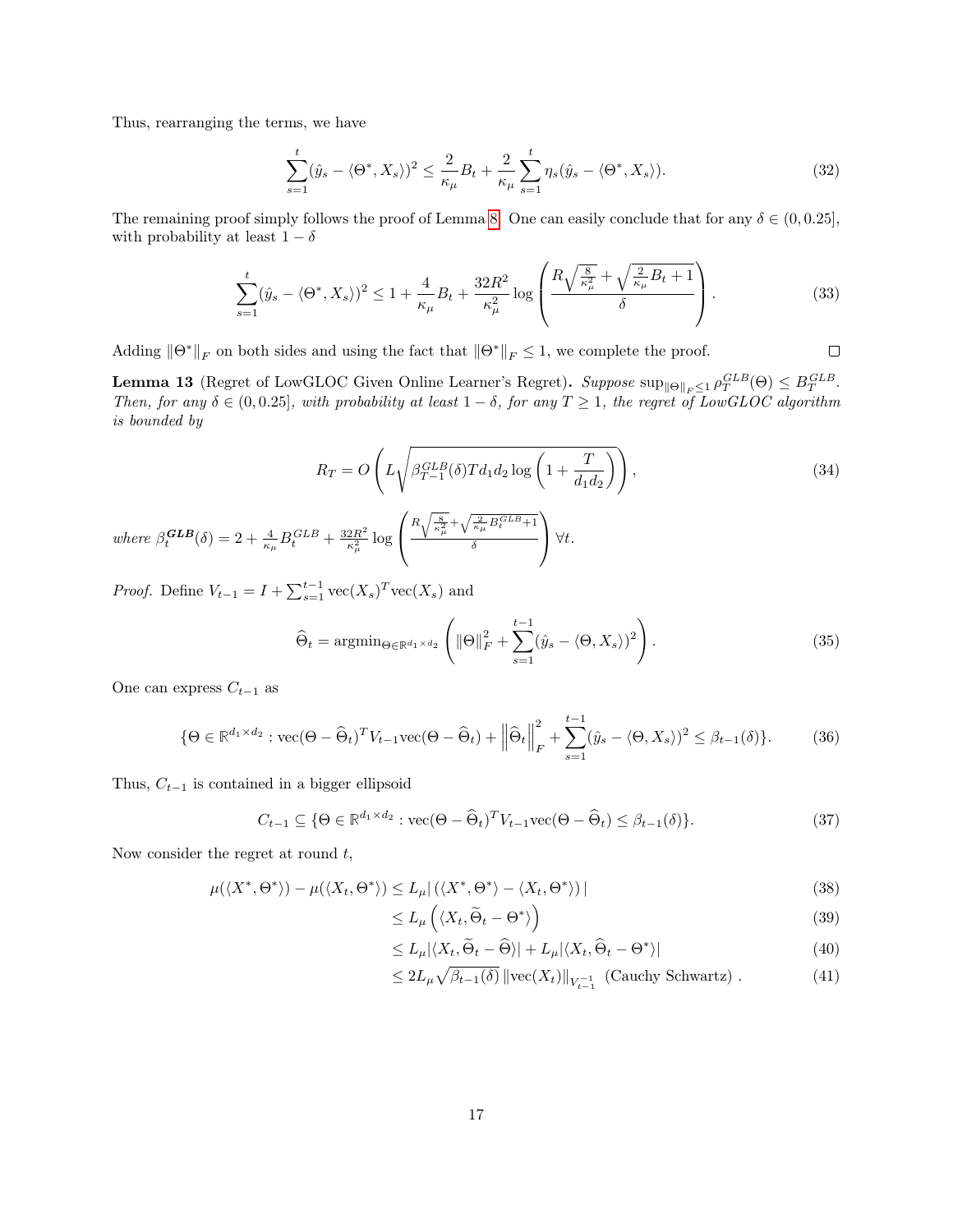Thus, rearranging the terms, we have

$$\sum_{s=1}^{t}(\hat{y}_s - \langle \Theta^*, X_s \rangle)^2 \leq \frac{2}{\kappa_\mu} B_t + \frac{2}{\kappa_\mu} \sum_{s=1}^{t} \eta_s (\hat{y}_s - \langle \Theta^*, X_s \rangle). \tag{32}$$

The remaining proof simply follows the proof of Lemma 8. One can easily conclude that for any $\delta \in (0, 0.25]$, with probability at least $1-\delta$

$$\sum_{s=1}^{t}(\hat{y}_s - \langle \Theta^*, X_s \rangle)^2 \leq 1 + \frac{4}{\kappa_\mu} B_t + \frac{32R^2}{\kappa_\mu^2} \log\left( \frac{R\sqrt{\frac{8}{\kappa_\mu^2}} + \sqrt{\frac{2}{\kappa_\mu} B_t + 1}}{\delta} \right). \tag{33}$$

Adding $\|\Theta^*\|_F$ on both sides and using the fact that $\|\Theta^*\|_F \leq 1$, we complete the proof. □

**Lemma 13** (Regret of LowGLOC Given Online Learner's Regret)**.** *Suppose* $\sup_{\|\Theta\|_F \leq 1} \rho_T^{GLB}(\Theta) \leq B_T^{GLB}$. *Then, for any* $\delta \in (0, 0.25]$*, with probability at least* $1-\delta$*, for any* $T \geq 1$*, the regret of LowGLOC algorithm is bounded by*

$$R_T = O\left( L\sqrt{\beta_{T-1}^{GLB}(\delta) T d_1 d_2 \log\left(1 + \frac{T}{d_1 d_2}\right)} \right), \tag{34}$$

*where* $\beta_t^{\boldsymbol{GLB}}(\delta) = 2 + \frac{4}{\kappa_\mu} B_t^{GLB} + \frac{32R^2}{\kappa_\mu^2} \log\left( \frac{R\sqrt{\frac{8}{\kappa_\mu^2}} + \sqrt{\frac{2}{\kappa_\mu} B_t^{GLB} + 1}}{\delta} \right) \forall t$.

*Proof.* Define $V_{t-1} = I + \sum_{s=1}^{t-1} \text{vec}(X_s)^T \text{vec}(X_s)$ and

$$\widehat{\Theta}_t = \text{argmin}_{\Theta \in \mathbb{R}^{d_1 \times d_2}} \left( \|\Theta\|_F^2 + \sum_{s=1}^{t-1} (\hat{y}_s - \langle \Theta, X_s \rangle)^2 \right). \tag{35}$$

One can express $C_{t-1}$ as

$$\{\Theta \in \mathbb{R}^{d_1 \times d_2} : \text{vec}(\Theta - \widehat{\Theta}_t)^T V_{t-1} \text{vec}(\Theta - \widehat{\Theta}_t) + \left\|\widehat{\Theta}_t\right\|_F^2 + \sum_{s=1}^{t-1} (\hat{y}_s - \langle \Theta, X_s \rangle)^2 \leq \beta_{t-1}(\delta)\}. \tag{36}$$

Thus, $C_{t-1}$ is contained in a bigger ellipsoid

$$C_{t-1} \subseteq \{\Theta \in \mathbb{R}^{d_1 \times d_2} : \text{vec}(\Theta - \widehat{\Theta}_t)^T V_{t-1} \text{vec}(\Theta - \widehat{\Theta}_t) \leq \beta_{t-1}(\delta)\}. \tag{37}$$

Now consider the regret at round $t$,

$$\mu(\langle X^*, \Theta^* \rangle) - \mu(\langle X_t, \Theta^* \rangle) \leq L_\mu |\left(\langle X^*, \Theta^* \rangle - \langle X_t, \Theta^* \rangle\right)| \tag{38}$$

$$\leq L_\mu \left( \langle X_t, \widetilde{\Theta}_t - \Theta^* \rangle \right) \tag{39}$$

$$\leq L_\mu |\langle X_t, \widetilde{\Theta}_t - \widehat{\Theta} \rangle| + L_\mu |\langle X_t, \widehat{\Theta}_t - \Theta^* \rangle| \tag{40}$$

$$\leq 2L_\mu \sqrt{\beta_{t-1}(\delta)} \left\|\text{vec}(X_t)\right\|_{V_{t-1}^{-1}} \text{ (Cauchy Schwartz)} . \tag{41}$$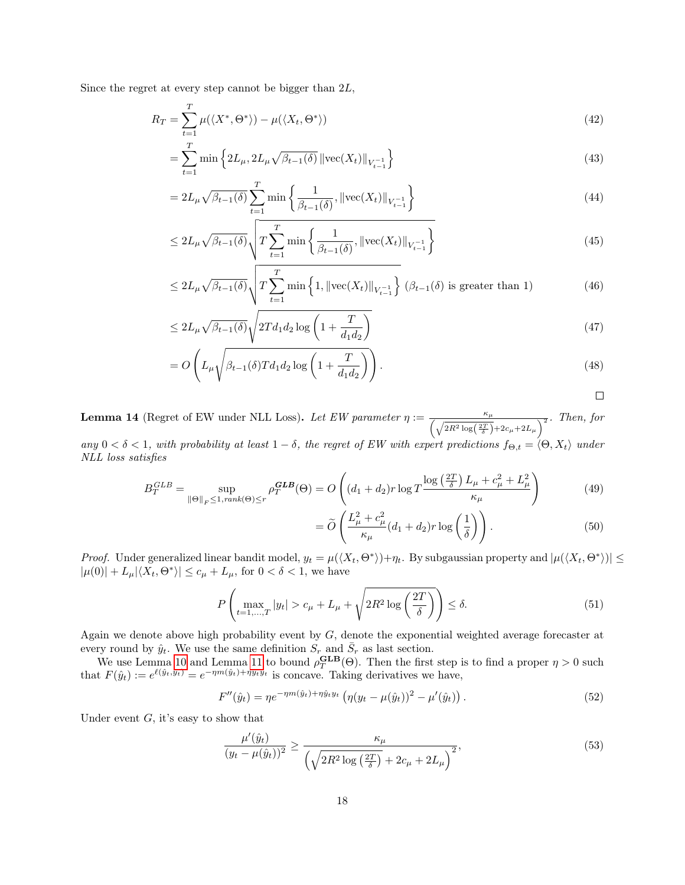Since the regret at every step cannot be bigger than $2L$,

$$
\begin{aligned}
R_T &= \sum_{t=1}^{T} \mu(\langle X^*, \Theta^* \rangle) - \mu(\langle X_t, \Theta^* \rangle) && (42)\\
&= \sum_{t=1}^{T} \min\left\{2L_\mu, 2L_\mu \sqrt{\beta_{t-1}(\delta)}\, \|\mathrm{vec}(X_t)\|_{V_{t-1}^{-1}}\right\} && (43)\\
&= 2L_\mu \sqrt{\beta_{t-1}(\delta)} \sum_{t=1}^{T} \min\left\{\frac{1}{\beta_{t-1}(\delta)}, \|\mathrm{vec}(X_t)\|_{V_{t-1}^{-1}}\right\} && (44)\\
&\le 2L_\mu \sqrt{\beta_{t-1}(\delta)} \sqrt{T \sum_{t=1}^{T} \min\left\{\frac{1}{\beta_{t-1}(\delta)}, \|\mathrm{vec}(X_t)\|_{V_{t-1}^{-1}}\right\}} && (45)\\
&\le 2L_\mu \sqrt{\beta_{t-1}(\delta)} \sqrt{T \sum_{t=1}^{T} \min\left\{1, \|\mathrm{vec}(X_t)\|_{V_{t-1}^{-1}}\right\}} \ (\beta_{t-1}(\delta) \text{ is greater than } 1) && (46)\\
&\le 2L_\mu \sqrt{\beta_{t-1}(\delta)} \sqrt{2Td_1d_2 \log\left(1 + \frac{T}{d_1d_2}\right)} && (47)\\
&= O\left(L_\mu \sqrt{\beta_{t-1}(\delta) T d_1 d_2 \log\left(1 + \frac{T}{d_1d_2}\right)}\right). && (48)
\end{aligned}
$$

□

**Lemma 14** (Regret of EW under NLL Loss)**.** *Let EW parameter $\eta := \frac{\kappa_\mu}{\left(\sqrt{2R^2 \log\left(\frac{2T}{\delta}\right)} + 2c_\mu + 2L_\mu\right)^2}$. Then, for any $0 < \delta < 1$, with probability at least $1 - \delta$, the regret of EW with expert predictions $f_{\Theta,t} = \langle \Theta, X_t \rangle$ under NLL loss satisfies*

$$
\begin{aligned}
B_T^{GLB} = \sup_{\|\Theta\|_F \le 1, \mathrm{rank}(\Theta) \le r} \rho_T^{\boldsymbol{GLB}}(\Theta) &= O\left((d_1 + d_2) r \log T \frac{\log\left(\frac{2T}{\delta}\right) L_\mu + c_\mu^2 + L_\mu^2}{\kappa_\mu}\right) && (49)\\
&= \widetilde{O}\left(\frac{L_\mu^2 + c_\mu^2}{\kappa_\mu} (d_1 + d_2) r \log\left(\frac{1}{\delta}\right)\right). && (50)
\end{aligned}
$$

*Proof.* Under generalized linear bandit model, $y_t = \mu(\langle X_t, \Theta^* \rangle) + \eta_t$. By subgaussian property and $|\mu(\langle X_t, \Theta^* \rangle)| \le |\mu(0)| + L_\mu |\langle X_t, \Theta^* \rangle| \le c_\mu + L_\mu$, for $0 < \delta < 1$, we have

$$
P\left(\max_{t=1,\dots,T} |y_t| > c_\mu + L_\mu + \sqrt{2R^2 \log\left(\frac{2T}{\delta}\right)}\right) \le \delta. \tag{51}
$$

Again we denote above high probability event by $G$, denote the exponential weighted average forecaster at every round by $\hat{y}_t$. We use the same definition $S_r$ and $\bar{S}_r$ as last section.

We use Lemma 10 and Lemma 11 to bound $\rho_T^{\mathbf{GLB}}(\Theta)$. Then the first step is to find a proper $\eta > 0$ such that $F(\hat{y}_t) := e^{\ell(\hat{y}_t, y_t)} = e^{-\eta m(\hat{y}_t) + \eta \hat{y}_t y_t}$ is concave. Taking derivatives we have,

$$
F''(\hat{y}_t) = \eta e^{-\eta m(\hat{y}_t) + \eta \hat{y}_t y_t} \left(\eta (y_t - \mu(\hat{y}_t))^2 - \mu'(\hat{y}_t)\right). \tag{52}
$$

Under event $G$, it's easy to show that

$$
\frac{\mu'(\hat{y}_t)}{(y_t - \mu(\hat{y}_t))^2} \ge \frac{\kappa_\mu}{\left(\sqrt{2R^2 \log\left(\frac{2T}{\delta}\right)} + 2c_\mu + 2L_\mu\right)^2}, \tag{53}
$$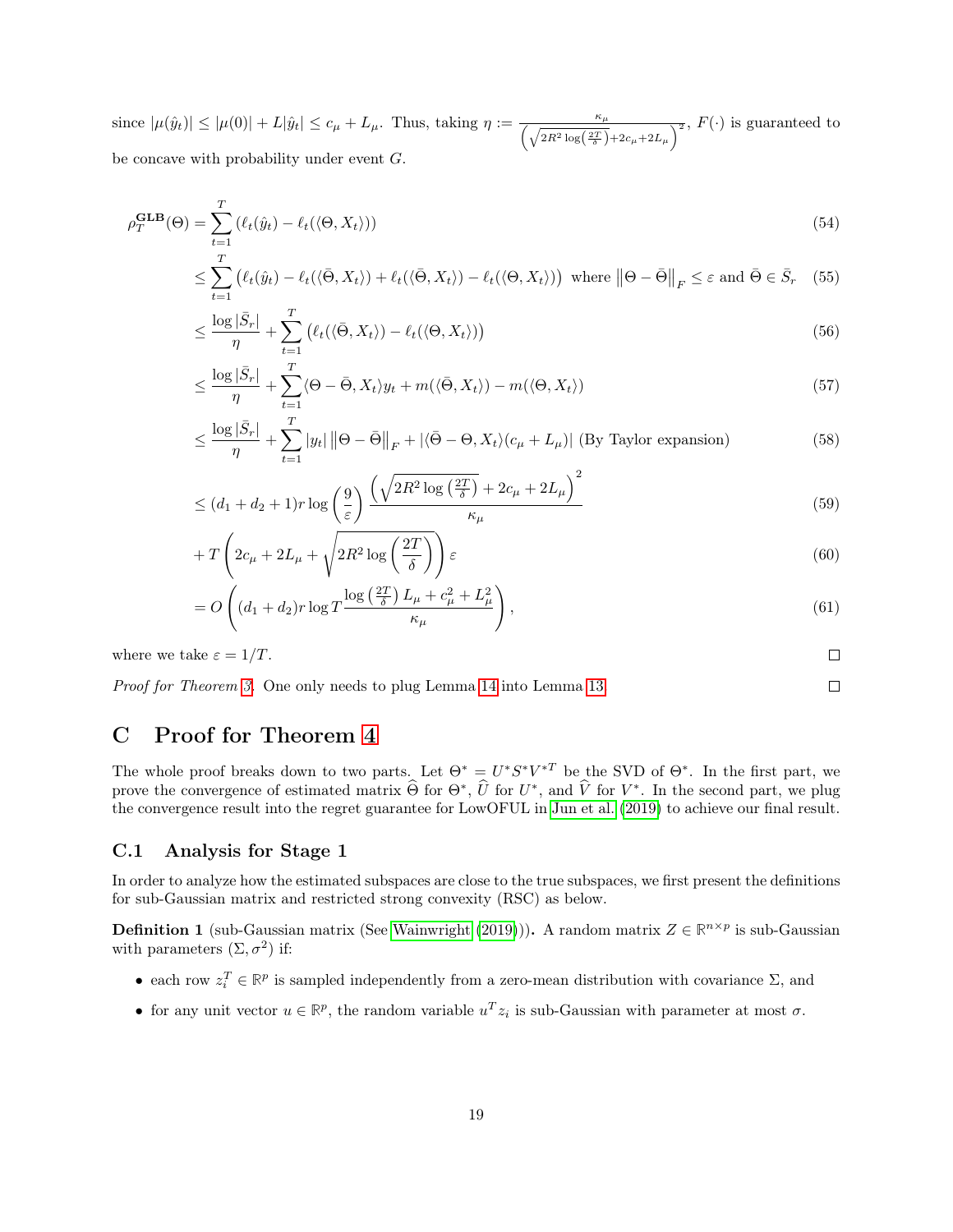since $|\mu(\hat{y}_t)| \le |\mu(0)| + L|\hat{y}_t| \le c_\mu + L_\mu$. Thus, taking $\eta := \frac{\kappa_\mu}{\left(\sqrt{2R^2 \log\left(\frac{2T}{\delta}\right)} + 2c_\mu + 2L_\mu\right)^2}$, $F(\cdot)$ is guaranteed to be concave with probability under event $G$.

$$
\begin{aligned}
\rho_T^{\mathbf{GLB}}(\Theta) &= \sum_{t=1}^{T} \left(\ell_t(\hat{y}_t) - \ell_t(\langle \Theta, X_t \rangle)\right) && (54)\\
&\le \sum_{t=1}^{T} \left(\ell_t(\hat{y}_t) - \ell_t(\langle \bar{\Theta}, X_t \rangle) + \ell_t(\langle \bar{\Theta}, X_t \rangle) - \ell_t(\langle \Theta, X_t \rangle)\right) \text{ where } \left\|\Theta - \bar{\Theta}\right\|_F \le \varepsilon \text{ and } \bar{\Theta} \in \bar{S}_r && (55)\\
&\le \frac{\log |\bar{S}_r|}{\eta} + \sum_{t=1}^{T} \left(\ell_t(\langle \bar{\Theta}, X_t \rangle) - \ell_t(\langle \Theta, X_t \rangle)\right) && (56)\\
&\le \frac{\log |\bar{S}_r|}{\eta} + \sum_{t=1}^{T} \langle \Theta - \bar{\Theta}, X_t \rangle y_t + m(\langle \bar{\Theta}, X_t \rangle) - m(\langle \Theta, X_t \rangle) && (57)\\
&\le \frac{\log |\bar{S}_r|}{\eta} + \sum_{t=1}^{T} |y_t| \left\|\Theta - \bar{\Theta}\right\|_F + |\langle \bar{\Theta} - \Theta, X_t \rangle (c_\mu + L_\mu)| \text{ (By Taylor expansion)} && (58)\\
&\le (d_1 + d_2 + 1) r \log\left(\frac{9}{\varepsilon}\right) \frac{\left(\sqrt{2R^2 \log\left(\frac{2T}{\delta}\right)} + 2c_\mu + 2L_\mu\right)^2}{\kappa_\mu} && (59)\\
&+ T\left(2c_\mu + 2L_\mu + \sqrt{2R^2 \log\left(\frac{2T}{\delta}\right)}\right)\varepsilon && (60)\\
&= O\left((d_1 + d_2) r \log T \frac{\log\left(\frac{2T}{\delta}\right) L_\mu + c_\mu^2 + L_\mu^2}{\kappa_\mu}\right), && (61)
\end{aligned}
$$

where we take $\varepsilon = 1/T$. □

*Proof for Theorem 3.* One only needs to plug Lemma 14 into Lemma 13. □

# C Proof for Theorem 4

The whole proof breaks down to two parts. Let $\Theta^* = U^* S^* V^{*T}$ be the SVD of $\Theta^*$. In the first part, we prove the convergence of estimated matrix $\widehat{\Theta}$ for $\Theta^*$, $\widehat{U}$ for $U^*$, and $\widehat{V}$ for $V^*$. In the second part, we plug the convergence result into the regret guarantee for LowOFUL in Jun et al. (2019) to achieve our final result.

## C.1 Analysis for Stage 1

In order to analyze how the estimated subspaces are close to the true subspaces, we first present the definitions for sub-Gaussian matrix and restricted strong convexity (RSC) as below.

**Definition 1** (sub-Gaussian matrix (See Wainwright (2019))). A random matrix $Z \in \mathbb{R}^{n \times p}$ is sub-Gaussian with parameters $(\Sigma, \sigma^2)$ if:

- each row $z_i^T \in \mathbb{R}^p$ is sampled independently from a zero-mean distribution with covariance $\Sigma$, and
- for any unit vector $u \in \mathbb{R}^p$, the random variable $u^T z_i$ is sub-Gaussian with parameter at most $\sigma$.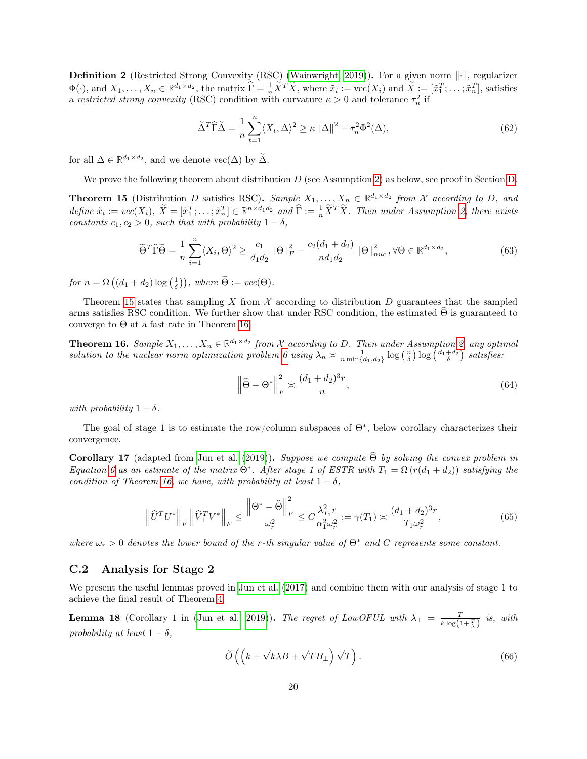**Definition 2** (Restricted Strong Convexity (RSC) (Wainwright, 2019)). For a given norm $\|\cdot\|$, regularizer $\Phi(\cdot)$, and $X_1, \ldots, X_n \in \mathbb{R}^{d_1 \times d_2}$, the matrix $\widehat{\Gamma} = \frac{1}{n}\widetilde{X}^T X$, where $\tilde{x}_i := \text{vec}(X_i)$ and $\widetilde{X} := [\tilde{x}_1^T; \ldots; \tilde{x}_n^T]$, satisfies a *restricted strong convexity* (RSC) condition with curvature $\kappa > 0$ and tolerance $\tau_n^2$ if

$$\widetilde{\Delta}^T \widehat{\Gamma} \widetilde{\Delta} = \frac{1}{n} \sum_{t=1}^{n} \langle X_t, \Delta \rangle^2 \geq \kappa \|\Delta\|^2 - \tau_n^2 \Phi^2(\Delta), \tag{62}$$

for all $\Delta \in \mathbb{R}^{d_1 \times d_2}$, and we denote $\text{vec}(\Delta)$ by $\widetilde{\Delta}$.

We prove the following theorem about distribution $D$ (see Assumption 2) as below, see proof in Section D.

**Theorem 15** (Distribution $D$ satisfies RSC). *Sample $X_1, \ldots, X_n \in \mathbb{R}^{d_1 \times d_2}$ from $\mathcal{X}$ according to $D$, and define $\tilde{x}_i := vec(X_i)$, $\widetilde{X} = [\tilde{x}_1^T; \ldots; \tilde{x}_n^T] \in \mathbb{R}^{n \times d_1 d_2}$ and $\widehat{\Gamma} := \frac{1}{n}\widetilde{X}^T \widetilde{X}$. Then under Assumption 2, there exists constants $c_1, c_2 > 0$, such that with probability $1 - \delta$,*

$$\widetilde{\Theta}^T \widehat{\Gamma} \widetilde{\Theta} = \frac{1}{n} \sum_{i=1}^{n} \langle X_i, \Theta \rangle^2 \geq \frac{c_1}{d_1 d_2} \|\Theta\|_F^2 - \frac{c_2(d_1 + d_2)}{n d_1 d_2} \|\Theta\|_{nuc}^2, \forall \Theta \in \mathbb{R}^{d_1 \times d_2}, \tag{63}$$

*for $n = \Omega\left((d_1 + d_2)\log\left(\frac{1}{\delta}\right)\right)$, where $\widetilde{\Theta} := vec(\Theta)$.*

Theorem 15 states that sampling $X$ from $\mathcal{X}$ according to distribution $D$ guarantees that the sampled arms satisfies RSC condition. We further show that under RSC condition, the estimated $\widehat{\Theta}$ is guaranteed to converge to $\Theta$ at a fast rate in Theorem 16.

**Theorem 16.** *Sample $X_1, \ldots, X_n \in \mathbb{R}^{d_1 \times d_2}$ from $\mathcal{X}$ according to $D$. Then under Assumption 2, any optimal solution to the nuclear norm optimization problem 6 using $\lambda_n \asymp \frac{1}{n \min\{d_1, d_2\}} \log\left(\frac{n}{\delta}\right) \log\left(\frac{d_1 + d_2}{\delta}\right)$ satisfies:*

$$\left\|\widehat{\Theta} - \Theta^*\right\|_F^2 \asymp \frac{(d_1 + d_2)^3 r}{n}, \tag{64}$$

*with probability $1 - \delta$.*

The goal of stage 1 is to estimate the row/column subspaces of $\Theta^*$, below corollary characterizes their convergence.

**Corollary 17** (adapted from Jun et al. (2019)). *Suppose we compute $\widehat{\Theta}$ by solving the convex problem in Equation 6 as an estimate of the matrix $\Theta^*$. After stage 1 of ESTR with $T_1 = \Omega(r(d_1 + d_2))$ satisfying the condition of Theorem 16, we have, with probability at least $1 - \delta$,*

$$\left\|\widehat{U}_\perp^T U^*\right\|_F \left\|\widehat{V}_\perp^T V^*\right\|_F \leq \frac{\left\|\Theta^* - \widehat{\Theta}\right\|_F^2}{\omega_r^2} \leq C\frac{\lambda_{T_1}^2 r}{\alpha_1^2 \omega_r^2} := \gamma(T_1) \asymp \frac{(d_1 + d_2)^3 r}{T_1 \omega_r^2}, \tag{65}$$

*where $\omega_r > 0$ denotes the lower bound of the $r$-th singular value of $\Theta^*$ and $C$ represents some constant.*

## C.2 Analysis for Stage 2

We present the useful lemmas proved in Jun et al. (2017) and combine them with our analysis of stage 1 to achieve the final result of Theorem 4.

**Lemma 18** (Corollary 1 in (Jun et al., 2019)). *The regret of LowOFUL with $\lambda_\perp = \frac{T}{k \log\left(1 + \frac{T}{\lambda}\right)}$ is, with probability at least $1 - \delta$,*

$$\widetilde{O}\left(\left(k + \sqrt{k\lambda}B + \sqrt{T}B_\perp\right)\sqrt{T}\right). \tag{66}$$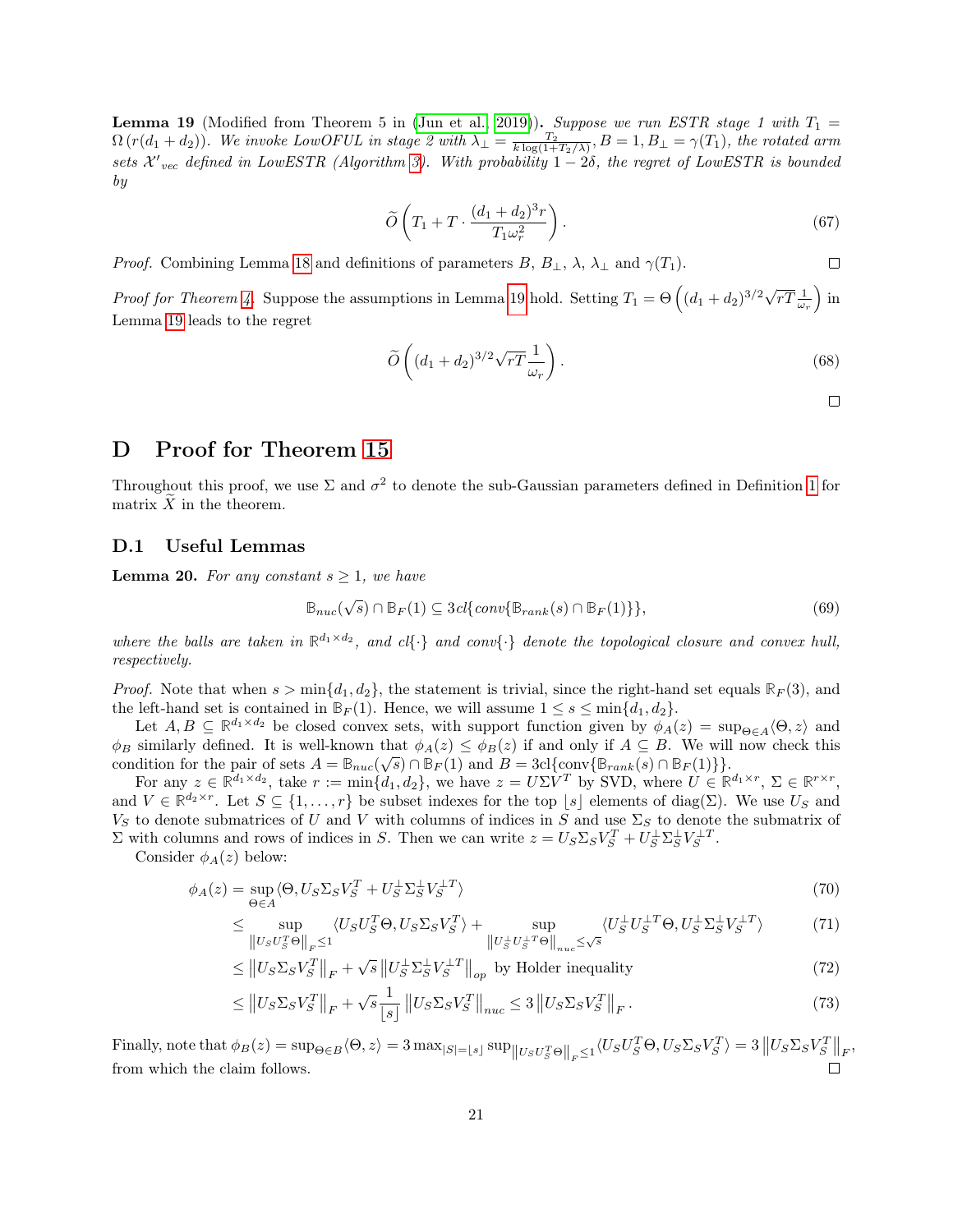**Lemma 19** (Modified from Theorem 5 in (Jun et al., 2019)). *Suppose we run ESTR stage 1 with $T_1 = \Omega(r(d_1+d_2))$. We invoke LowOFUL in stage 2 with $\lambda_\perp = \frac{T_2}{k\log(1+T_2/\lambda)}, B = 1, B_\perp = \gamma(T_1)$, the rotated arm sets $\mathcal{X}'_{vec}$ defined in LowESTR (Algorithm 3). With probability $1-2\delta$, the regret of LowESTR is bounded by*

$$\widetilde{O}\left(T_1 + T\cdot\frac{(d_1+d_2)^3 r}{T_1\omega_r^2}\right). \tag{67}$$

*Proof.* Combining Lemma 18 and definitions of parameters $B$, $B_\perp$, $\lambda$, $\lambda_\perp$ and $\gamma(T_1)$. □

*Proof for Theorem 4.* Suppose the assumptions in Lemma 19 hold. Setting $T_1 = \Theta\left((d_1+d_2)^{3/2}\sqrt{rT}\frac{1}{\omega_r}\right)$ in Lemma 19 leads to the regret

$$\widetilde{O}\left((d_1+d_2)^{3/2}\sqrt{rT}\frac{1}{\omega_r}\right). \tag{68}$$

□

# D Proof for Theorem 15

Throughout this proof, we use $\Sigma$ and $\sigma^2$ to denote the sub-Gaussian parameters defined in Definition 1 for matrix $\widetilde{X}$ in the theorem.

## D.1 Useful Lemmas

**Lemma 20.** *For any constant $s \geq 1$, we have*

$$\mathbb{B}_{nuc}(\sqrt{s}) \cap \mathbb{B}_F(1) \subseteq 3cl\{conv\{\mathbb{B}_{rank}(s) \cap \mathbb{B}_F(1)\}\}, \tag{69}$$

*where the balls are taken in $\mathbb{R}^{d_1\times d_2}$, and $cl\{\cdot\}$ and $conv\{\cdot\}$ denote the topological closure and convex hull, respectively.*

*Proof.* Note that when $s > \min\{d_1, d_2\}$, the statement is trivial, since the right-hand set equals $\mathbb{R}_F(3)$, and the left-hand set is contained in $\mathbb{B}_F(1)$. Hence, we will assume $1 \leq s \leq \min\{d_1, d_2\}$.

Let $A, B \subseteq \mathbb{R}^{d_1\times d_2}$ be closed convex sets, with support function given by $\phi_A(z) = \sup_{\Theta\in A}\langle\Theta, z\rangle$ and $\phi_B$ similarly defined. It is well-known that $\phi_A(z) \leq \phi_B(z)$ if and only if $A \subseteq B$. We will now check this condition for the pair of sets $A = \mathbb{B}_{nuc}(\sqrt{s}) \cap \mathbb{B}_F(1)$ and $B = 3\text{cl}\{\text{conv}\{\mathbb{B}_{rank}(s) \cap \mathbb{B}_F(1)\}\}$.

For any $z \in \mathbb{R}^{d_1\times d_2}$, take $r := \min\{d_1, d_2\}$, we have $z = U\Sigma V^T$ by SVD, where $U \in \mathbb{R}^{d_1\times r}$, $\Sigma \in \mathbb{R}^{r\times r}$, and $V \in \mathbb{R}^{d_2\times r}$. Let $S \subseteq \{1,\dots,r\}$ be subset indexes for the top $\lfloor s\rfloor$ elements of diag$(\Sigma)$. We use $U_S$ and $V_S$ to denote submatrices of $U$ and $V$ with columns of indices in $S$ and use $\Sigma_S$ to denote the submatrix of $\Sigma$ with columns and rows of indices in $S$. Then we can write $z = U_S\Sigma_S V_S^T + U_S^\perp\Sigma_S^\perp V_S^{\perp T}$.

Consider $\phi_A(z)$ below:

$$\phi_A(z) = \sup_{\Theta\in A}\langle\Theta, U_S\Sigma_S V_S^T + U_S^\perp\Sigma_S^\perp V_S^{\perp T}\rangle \tag{70}$$

$$\leq \sup_{\left\|U_S U_S^T\Theta\right\|_F\leq 1}\langle U_S U_S^T\Theta, U_S\Sigma_S V_S^T\rangle + \sup_{\left\|U_S^\perp U_S^{\perp T}\Theta\right\|_{nuc}\leq\sqrt{s}}\langle U_S^\perp U_S^{\perp T}\Theta, U_S^\perp\Sigma_S^\perp V_S^{\perp T}\rangle \tag{71}$$

$$\leq \left\|U_S\Sigma_S V_S^T\right\|_F + \sqrt{s}\left\|U_S^\perp\Sigma_S^\perp V_S^{\perp T}\right\|_{op} \text{ by Holder inequality} \tag{72}$$

$$\leq \left\|U_S\Sigma_S V_S^T\right\|_F + \sqrt{s}\frac{1}{\lfloor s\rfloor}\left\|U_S\Sigma_S V_S^T\right\|_{nuc} \leq 3\left\|U_S\Sigma_S V_S^T\right\|_F. \tag{73}$$

Finally, note that $\phi_B(z) = \sup_{\Theta\in B}\langle\Theta, z\rangle = 3\max_{|S|=\lfloor s\rfloor}\sup_{\left\|U_S U_S^T\Theta\right\|_F\leq 1}\langle U_S U_S^T\Theta, U_S\Sigma_S V_S^T\rangle = 3\left\|U_S\Sigma_S V_S^T\right\|_F$, from which the claim follows. □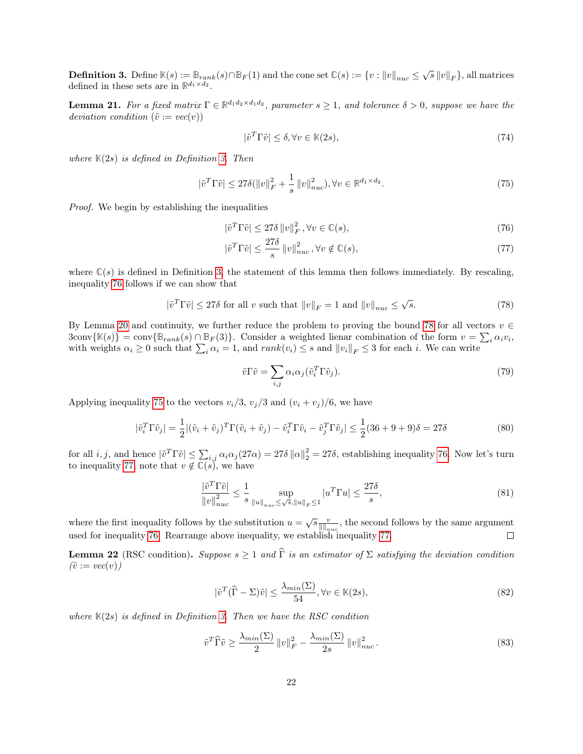**Definition 3.** Define $\mathbb{K}(s) := \mathbb{B}_{rank}(s) \cap \mathbb{B}_F(1)$ and the cone set $\mathbb{C}(s) := \{v : \|v\|_{nuc} \leq \sqrt{s}\,\|v\|_F\}$, all matrices defined in these sets are in $\mathbb{R}^{d_1 \times d_2}$.

**Lemma 21.** *For a fixed matrix $\Gamma \in \mathbb{R}^{d_1 d_2 \times d_1 d_2}$, parameter $s \geq 1$, and tolerance $\delta > 0$, suppose we have the deviation condition ($\tilde{v} := vec(v)$)*

$$|\tilde{v}^T \Gamma \tilde{v}| \leq \delta, \forall v \in \mathbb{K}(2s), \tag{74}$$

*where $\mathbb{K}(2s)$ is defined in Definition 3. Then*

$$|\tilde{v}^T \Gamma \tilde{v}| \leq 27\delta(\|v\|_F^2 + \frac{1}{s}\|v\|_{nuc}^2), \forall v \in \mathbb{R}^{d_1 \times d_2}. \tag{75}$$

*Proof.* We begin by establishing the inequalities

$$|\tilde{v}^T \Gamma \tilde{v}| \leq 27\delta\,\|v\|_F^2, \forall v \in \mathbb{C}(s), \tag{76}$$

$$|\tilde{v}^T \Gamma \tilde{v}| \leq \frac{27\delta}{s}\|v\|_{nuc}^2, \forall v \notin \mathbb{C}(s), \tag{77}$$

where $\mathbb{C}(s)$ is defined in Definition 3, the statement of this lemma then follows immediately. By rescaling, inequality 76 follows if we can show that

$$|\tilde{v}^T \Gamma \tilde{v}| \leq 27\delta \text{ for all } v \text{ such that } \|v\|_F = 1 \text{ and } \|v\|_{nuc} \leq \sqrt{s}. \tag{78}$$

By Lemma 20 and continuity, we further reduce the problem to proving the bound 78 for all vectors $v \in 3\text{conv}\{\mathbb{K}(s)\} = \text{conv}\{\mathbb{B}_{rank}(s) \cap \mathbb{B}_F(3)\}$. Consider a weighted lienar combination of the form $v = \sum_i \alpha_i v_i$, with weights $\alpha_i \geq 0$ such that $\sum_i \alpha_i = 1$, and $rank(v_i) \leq s$ and $\|v_i\|_F \leq 3$ for each $i$. We can write

$$\tilde{v}\Gamma\tilde{v} = \sum_{i,j} \alpha_i \alpha_j (\tilde{v}_i^T \Gamma \tilde{v}_j). \tag{79}$$

Applying inequality 75 to the vectors $v_i/3$, $v_j/3$ and $(v_i + v_j)/6$, we have

$$|\tilde{v}_i^T \Gamma \tilde{v}_j| = \frac{1}{2}|(\tilde{v}_i + \tilde{v}_j)^T \Gamma (\tilde{v}_i + \tilde{v}_j) - \tilde{v}_i^T \Gamma \tilde{v}_i - \tilde{v}_j^T \Gamma \tilde{v}_j| \leq \frac{1}{2}(36 + 9 + 9)\delta = 27\delta \tag{80}$$

for all $i, j$, and hence $|\tilde{v}^T \Gamma \tilde{v}| \leq \sum_{i,j} \alpha_i \alpha_j (27\alpha) = 27\delta\,\|\alpha\|_2^2 = 27\delta$, establishing inequality 76. Now let's turn to inequality 77, note that $v \notin \mathbb{C}(s)$, we have

$$\frac{|\tilde{v}^T \Gamma \tilde{v}|}{\|v\|_{nuc}^2} \leq \frac{1}{s} \sup_{\|u\|_{nuc} \leq \sqrt{s}, \|u\|_F \leq 1} |u^T \Gamma u| \leq \frac{27\delta}{s}, \tag{81}$$

where the first inequality follows by the substitution $u = \sqrt{s}\frac{v}{\|\|_{nuc}}$, the second follows by the same argument used for inequality 76. Rearrange above inequality, we establish inequality 77. $\square$

**Lemma 22** (RSC condition)**.** *Suppose $s \geq 1$ and $\widehat{\Gamma}$ is an estimator of $\Sigma$ satisfying the deviation condition ($\tilde{v} := vec(v)$)*

$$|\tilde{v}^T (\widehat{\Gamma} - \Sigma)\tilde{v}| \leq \frac{\lambda_{min}(\Sigma)}{54}, \forall v \in \mathbb{K}(2s), \tag{82}$$

*where $\mathbb{K}(2s)$ is defined in Definition 3. Then we have the RSC condition*

$$\tilde{v}^T \widehat{\Gamma} \tilde{v} \geq \frac{\lambda_{min}(\Sigma)}{2}\|v\|_F^2 - \frac{\lambda_{min}(\Sigma)}{2s}\|v\|_{nuc}^2. \tag{83}$$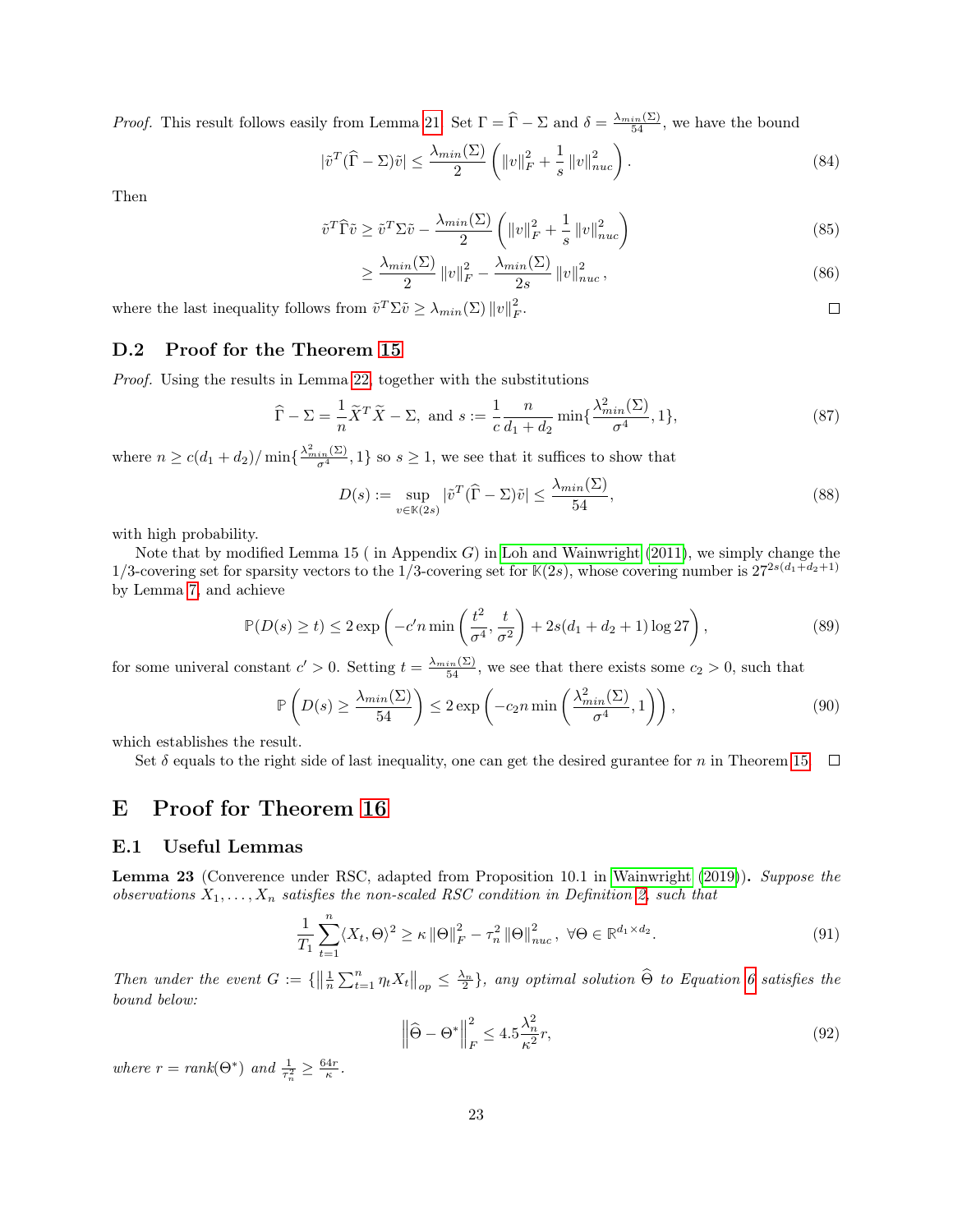*Proof.* This result follows easily from Lemma 21. Set $\Gamma = \widehat{\Gamma} - \Sigma$ and $\delta = \frac{\lambda_{min}(\Sigma)}{54}$, we have the bound

$$|\tilde{v}^T(\widehat{\Gamma} - \Sigma)\tilde{v}| \leq \frac{\lambda_{min}(\Sigma)}{2}\left(\|v\|_F^2 + \frac{1}{s}\|v\|_{nuc}^2\right). \tag{84}$$

Then

$$\tilde{v}^T\widehat{\Gamma}\tilde{v} \geq \tilde{v}^T\Sigma\tilde{v} - \frac{\lambda_{min}(\Sigma)}{2}\left(\|v\|_F^2 + \frac{1}{s}\|v\|_{nuc}^2\right) \tag{85}$$

$$\geq \frac{\lambda_{min}(\Sigma)}{2}\|v\|_F^2 - \frac{\lambda_{min}(\Sigma)}{2s}\|v\|_{nuc}^2, \tag{86}$$

where the last inequality follows from $\tilde{v}^T\Sigma\tilde{v} \geq \lambda_{min}(\Sigma)\|v\|_F^2$. ◻

### D.2 Proof for the Theorem 15

*Proof.* Using the results in Lemma 22, together with the substitutions

$$\widehat{\Gamma} - \Sigma = \frac{1}{n}\widetilde{X}^T\widetilde{X} - \Sigma, \text{ and } s := \frac{1}{c}\frac{n}{d_1 + d_2}\min\{\frac{\lambda_{min}^2(\Sigma)}{\sigma^4}, 1\}, \tag{87}$$

where $n \geq c(d_1 + d_2)/\min\{\frac{\lambda_{min}^2(\Sigma)}{\sigma^4}, 1\}$ so $s \geq 1$, we see that it suffices to show that

$$D(s) := \sup_{v \in \mathbb{K}(2s)} |\tilde{v}^T(\widehat{\Gamma} - \Sigma)\tilde{v}| \leq \frac{\lambda_{min}(\Sigma)}{54}, \tag{88}$$

with high probability.

Note that by modified Lemma 15 ( in Appendix $G$) in Loh and Wainwright (2011), we simply change the 1/3-covering set for sparsity vectors to the 1/3-covering set for $\mathbb{K}(2s)$, whose covering number is $27^{2s(d_1+d_2+1)}$ by Lemma 7, and achieve

$$\mathbb{P}(D(s) \geq t) \leq 2\exp\left(-c'n\min\left(\frac{t^2}{\sigma^4}, \frac{t}{\sigma^2}\right) + 2s(d_1 + d_2 + 1)\log 27\right), \tag{89}$$

for some univeral constant $c' > 0$. Setting $t = \frac{\lambda_{min}(\Sigma)}{54}$, we see that there exists some $c_2 > 0$, such that

$$\mathbb{P}\left(D(s) \geq \frac{\lambda_{min}(\Sigma)}{54}\right) \leq 2\exp\left(-c_2 n\min\left(\frac{\lambda_{min}^2(\Sigma)}{\sigma^4}, 1\right)\right), \tag{90}$$

which establishes the result.

Set $\delta$ equals to the right side of last inequality, one can get the desired gurantee for $n$ in Theorem 15 ◻

## E Proof for Theorem 16

### E.1 Useful Lemmas

**Lemma 23** (Converence under RSC, adapted from Proposition 10.1 in Wainwright (2019))**.** *Suppose the observations $X_1, \ldots, X_n$ satisfies the non-scaled RSC condition in Definition 2, such that*

$$\frac{1}{T_1}\sum_{t=1}^{n}\langle X_t, \Theta\rangle^2 \geq \kappa\|\Theta\|_F^2 - \tau_n^2\|\Theta\|_{nuc}^2, \ \forall \Theta \in \mathbb{R}^{d_1 \times d_2}. \tag{91}$$

*Then under the event $G := \{\left\|\frac{1}{n}\sum_{t=1}^{n}\eta_t X_t\right\|_{op} \leq \frac{\lambda_n}{2}\}$, any optimal solution $\widehat{\Theta}$ to Equation 6 satisfies the bound below:*

$$\left\|\widehat{\Theta} - \Theta^*\right\|_F^2 \leq 4.5\frac{\lambda_n^2}{\kappa^2}r, \tag{92}$$

*where $r = rank(\Theta^*)$ and $\frac{1}{\tau_n^2} \geq \frac{64r}{\kappa}$.*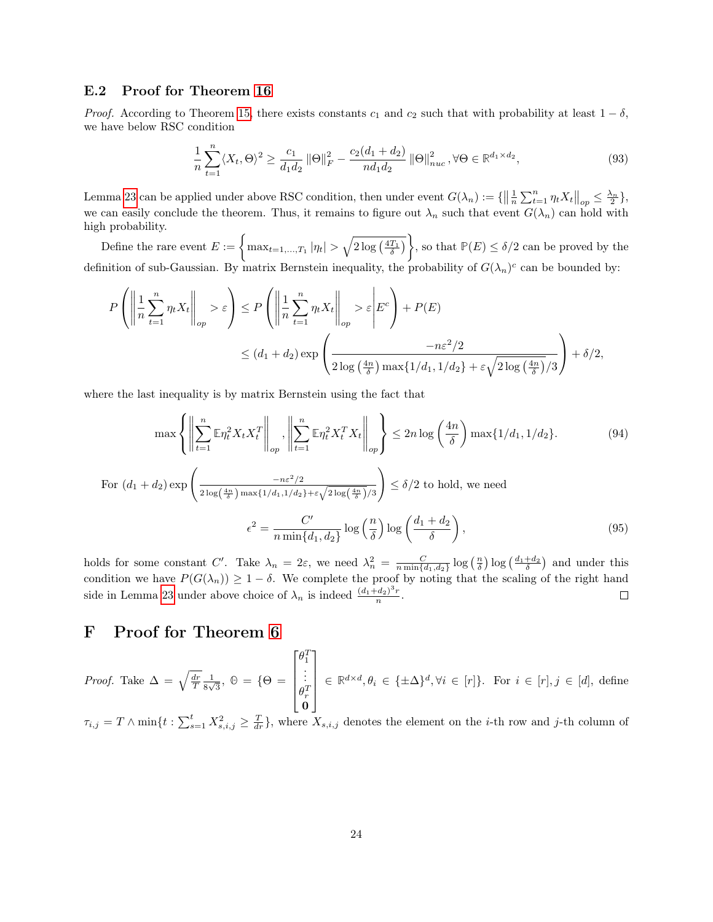### E.2 Proof for Theorem 16

*Proof.* According to Theorem 15, there exists constants $c_1$ and $c_2$ such that with probability at least $1-\delta$, we have below RSC condition

$$\frac{1}{n}\sum_{t=1}^{n}\langle X_t, \Theta\rangle^2 \geq \frac{c_1}{d_1 d_2}\|\Theta\|_F^2 - \frac{c_2(d_1+d_2)}{n d_1 d_2}\|\Theta\|_{nuc}^2, \forall \Theta \in \mathbb{R}^{d_1\times d_2}, \tag{93}$$

Lemma 23 can be applied under above RSC condition, then under event $G(\lambda_n) := \{\left\|\frac{1}{n}\sum_{t=1}^n \eta_t X_t\right\|_{op} \leq \frac{\lambda_n}{2}\}$, we can easily conclude the theorem. Thus, it remains to figure out $\lambda_n$ such that event $G(\lambda_n)$ can hold with high probability.

Define the rare event $E := \left\{\max_{t=1,\dots,T_1}|\eta_t| > \sqrt{2\log\left(\frac{4T_1}{\delta}\right)}\right\}$, so that $\mathbb{P}(E)\leq \delta/2$ can be proved by the definition of sub-Gaussian. By matrix Bernstein inequality, the probability of $G(\lambda_n)^c$ can be bounded by:

$$\begin{aligned}
P\left(\left\|\frac{1}{n}\sum_{t=1}^n \eta_t X_t\right\|_{op} > \varepsilon\right) &\leq P\left(\left\|\frac{1}{n}\sum_{t=1}^n \eta_t X_t\right\|_{op} > \varepsilon \middle| E^c\right) + P(E)\\
&\leq (d_1+d_2)\exp\left(\frac{-n\varepsilon^2/2}{2\log\left(\frac{4n}{\delta}\right)\max\{1/d_1, 1/d_2\} + \varepsilon\sqrt{2\log\left(\frac{4n}{\delta}\right)}/3}\right) + \delta/2,
\end{aligned}$$

where the last inequality is by matrix Bernstein using the fact that

$$\max\left\{\left\|\sum_{t=1}^n \mathbb{E}\eta_t^2 X_t X_t^T\right\|_{op}, \left\|\sum_{t=1}^n \mathbb{E}\eta_t^2 X_t^T X_t\right\|_{op}\right\} \leq 2n\log\left(\frac{4n}{\delta}\right)\max\{1/d_1, 1/d_2\}. \tag{94}$$

For $(d_1+d_2)\exp\left(\frac{-n\varepsilon^2/2}{2\log\left(\frac{4n}{\delta}\right)\max\{1/d_1,1/d_2\}+\varepsilon\sqrt{2\log\left(\frac{4n}{\delta}\right)}/3}\right)\leq \delta/2$ to hold, we need

$$\epsilon^2 = \frac{C'}{n\min\{d_1,d_2\}}\log\left(\frac{n}{\delta}\right)\log\left(\frac{d_1+d_2}{\delta}\right), \tag{95}$$

holds for some constant $C'$. Take $\lambda_n = 2\varepsilon$, we need $\lambda_n^2 = \frac{C}{n\min\{d_1,d_2\}}\log\left(\frac{n}{\delta}\right)\log\left(\frac{d_1+d_2}{\delta}\right)$ and under this condition we have $P(G(\lambda_n)) \geq 1-\delta$. We complete the proof by noting that the scaling of the right hand side in Lemma 23 under above choice of $\lambda_n$ is indeed $\frac{(d_1+d_2)^3 r}{n}$. $\square$

## F Proof for Theorem 6

*Proof.* Take $\Delta = \sqrt{\frac{dr}{T}}\frac{1}{8\sqrt{3}}$, $\Theta = \{\Theta = \begin{bmatrix}\theta_1^T\\ \vdots \\ \theta_r^T \\ \mathbf{0}\end{bmatrix} \in \mathbb{R}^{d\times d}, \theta_i \in \{\pm\Delta\}^d, \forall i\in[r]\}$. For $i\in[r], j\in[d]$, define $\tau_{i,j} = T\wedge \min\{t : \sum_{s=1}^t X_{s,i,j}^2 \geq \frac{T}{dr}\}$, where $X_{s,i,j}$ denotes the element on the $i$-th row and $j$-th column of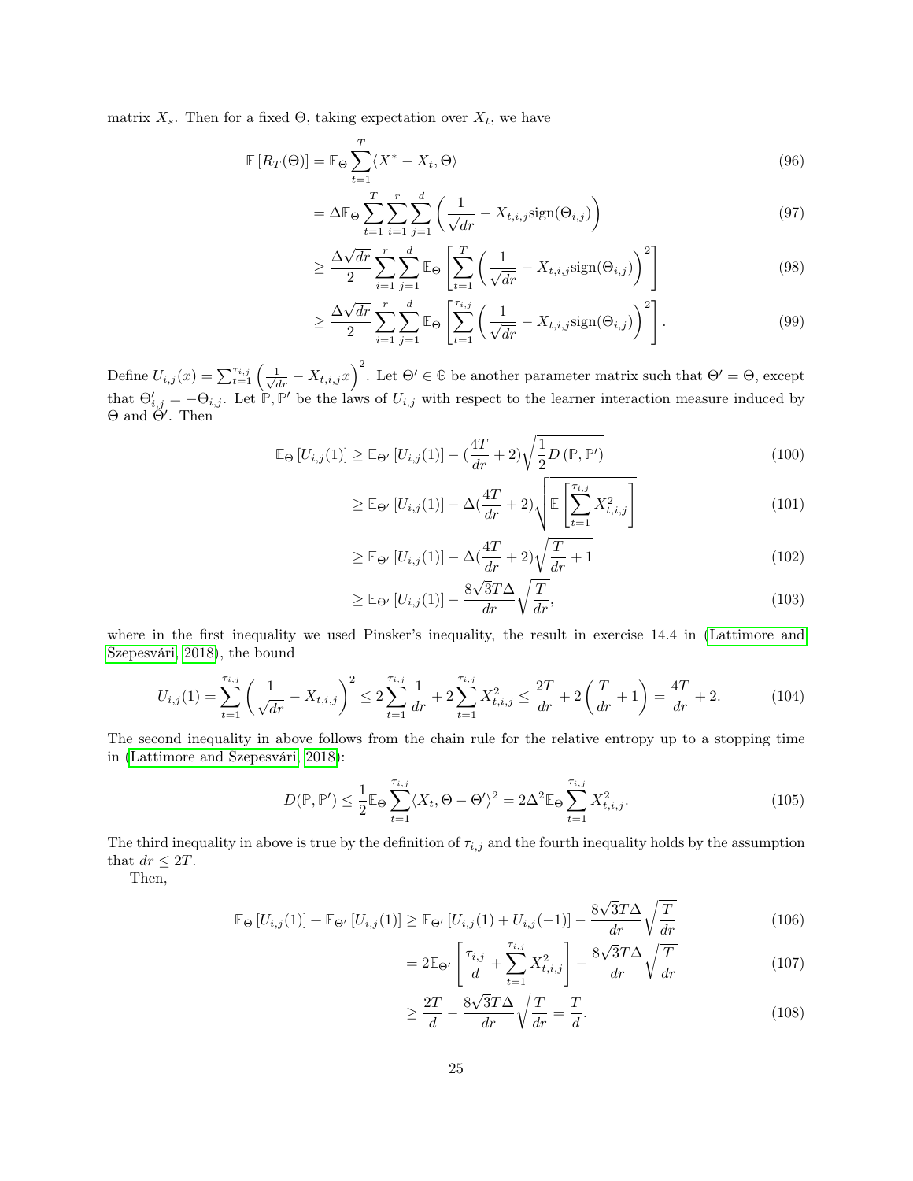matrix $X_s$. Then for a fixed $\Theta$, taking expectation over $X_t$, we have

$$\mathbb{E}\left[R_T(\Theta)\right] = \mathbb{E}_\Theta \sum_{t=1}^{T} \langle X^* - X_t, \Theta\rangle \tag{96}$$

$$= \Delta \mathbb{E}_\Theta \sum_{t=1}^{T}\sum_{i=1}^{r}\sum_{j=1}^{d}\left(\frac{1}{\sqrt{dr}} - X_{t,i,j}\text{sign}(\Theta_{i,j})\right) \tag{97}$$

$$\geq \frac{\Delta\sqrt{dr}}{2}\sum_{i=1}^{r}\sum_{j=1}^{d}\mathbb{E}_\Theta\left[\sum_{t=1}^{T}\left(\frac{1}{\sqrt{dr}} - X_{t,i,j}\text{sign}(\Theta_{i,j})\right)^2\right] \tag{98}$$

$$\geq \frac{\Delta\sqrt{dr}}{2}\sum_{i=1}^{r}\sum_{j=1}^{d}\mathbb{E}_\Theta\left[\sum_{t=1}^{\tau_{i,j}}\left(\frac{1}{\sqrt{dr}} - X_{t,i,j}\text{sign}(\Theta_{i,j})\right)^2\right]. \tag{99}$$

Define $U_{i,j}(x) = \sum_{t=1}^{\tau_{i,j}}\left(\frac{1}{\sqrt{dr}} - X_{t,i,j}x\right)^2$. Let $\Theta' \in \Theta$ be another parameter matrix such that $\Theta' = \Theta$, except that $\Theta'_{i,j} = -\Theta_{i,j}$. Let $\mathbb{P}, \mathbb{P}'$ be the laws of $U_{i,j}$ with respect to the learner interaction measure induced by $\Theta$ and $\Theta'$. Then

$$\mathbb{E}_\Theta\left[U_{i,j}(1)\right] \geq \mathbb{E}_{\Theta'}\left[U_{i,j}(1)\right] - (\frac{4T}{dr}+2)\sqrt{\frac{1}{2}D\left(\mathbb{P},\mathbb{P}'\right)} \tag{100}$$

$$\geq \mathbb{E}_{\Theta'}\left[U_{i,j}(1)\right] - \Delta(\frac{4T}{dr}+2)\sqrt{\mathbb{E}\left[\sum_{t=1}^{\tau_{i,j}}X_{t,i,j}^2\right]} \tag{101}$$

$$\geq \mathbb{E}_{\Theta'}\left[U_{i,j}(1)\right] - \Delta(\frac{4T}{dr}+2)\sqrt{\frac{T}{dr}+1} \tag{102}$$

$$\geq \mathbb{E}_{\Theta'}\left[U_{i,j}(1)\right] - \frac{8\sqrt{3}T\Delta}{dr}\sqrt{\frac{T}{dr}}, \tag{103}$$

where in the first inequality we used Pinsker's inequality, the result in exercise 14.4 in (Lattimore and Szepesvári, 2018), the bound

$$U_{i,j}(1) = \sum_{t=1}^{\tau_{i,j}}\left(\frac{1}{\sqrt{dr}} - X_{t,i,j}\right)^2 \leq 2\sum_{t=1}^{\tau_{i,j}}\frac{1}{dr} + 2\sum_{t=1}^{\tau_{i,j}}X_{t,i,j}^2 \leq \frac{2T}{dr} + 2\left(\frac{T}{dr}+1\right) = \frac{4T}{dr}+2. \tag{104}$$

The second inequality in above follows from the chain rule for the relative entropy up to a stopping time in (Lattimore and Szepesvári, 2018):

$$D(\mathbb{P},\mathbb{P}') \leq \frac{1}{2}\mathbb{E}_\Theta\sum_{t=1}^{\tau_{i,j}}\langle X_t, \Theta - \Theta'\rangle^2 = 2\Delta^2\mathbb{E}_\Theta\sum_{t=1}^{\tau_{i,j}}X_{t,i,j}^2. \tag{105}$$

The third inequality in above is true by the definition of $\tau_{i,j}$ and the fourth inequality holds by the assumption that $dr \leq 2T$.

Then,

$$\mathbb{E}_\Theta\left[U_{i,j}(1)\right] + \mathbb{E}_{\Theta'}\left[U_{i,j}(1)\right] \geq \mathbb{E}_{\Theta'}\left[U_{i,j}(1) + U_{i,j}(-1)\right] - \frac{8\sqrt{3}T\Delta}{dr}\sqrt{\frac{T}{dr}} \tag{106}$$

$$= 2\mathbb{E}_{\Theta'}\left[\frac{\tau_{i,j}}{d} + \sum_{t=1}^{\tau_{i,j}}X_{t,i,j}^2\right] - \frac{8\sqrt{3}T\Delta}{dr}\sqrt{\frac{T}{dr}} \tag{107}$$

$$\geq \frac{2T}{d} - \frac{8\sqrt{3}T\Delta}{dr}\sqrt{\frac{T}{dr}} = \frac{T}{d}. \tag{108}$$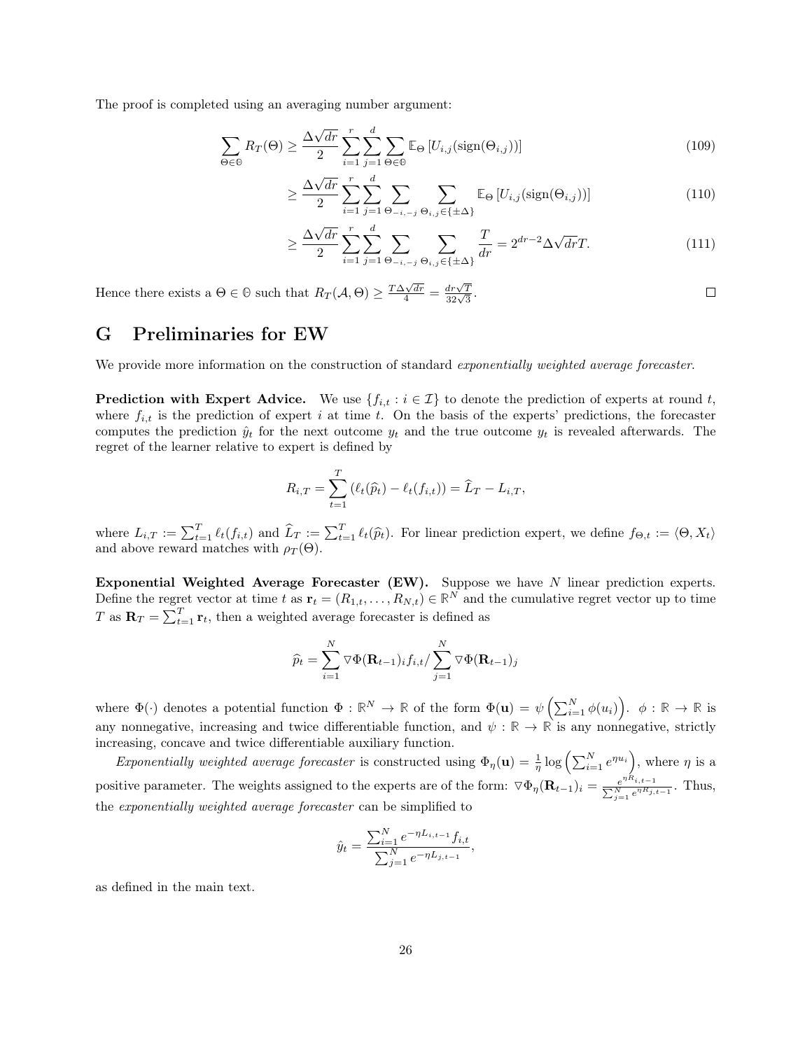The proof is completed using an averaging number argument:

$$\sum_{\Theta \in \Theta} R_T(\Theta) \geq \frac{\Delta\sqrt{dr}}{2} \sum_{i=1}^{r} \sum_{j=1}^{d} \sum_{\Theta \in \Theta} \mathbb{E}_{\Theta}\left[U_{i,j}(\text{sign}(\Theta_{i,j}))\right] \tag{109}$$

$$\geq \frac{\Delta\sqrt{dr}}{2} \sum_{i=1}^{r} \sum_{j=1}^{d} \sum_{\Theta_{-i,-j}} \sum_{\Theta_{i,j} \in \{\pm\Delta\}} \mathbb{E}_{\Theta}\left[U_{i,j}(\text{sign}(\Theta_{i,j}))\right] \tag{110}$$

$$\geq \frac{\Delta\sqrt{dr}}{2} \sum_{i=1}^{r} \sum_{j=1}^{d} \sum_{\Theta_{-i,-j}} \sum_{\Theta_{i,j} \in \{\pm\Delta\}} \frac{T}{dr} = 2^{dr-2}\Delta\sqrt{dr}T. \tag{111}$$

Hence there exists a $\Theta \in \Theta$ such that $R_T(\mathcal{A}, \Theta) \geq \frac{T\Delta\sqrt{dr}}{4} = \frac{dr\sqrt{T}}{32\sqrt{3}}$. $\square$

# G Preliminaries for EW

We provide more information on the construction of standard *exponentially weighted average forecaster*.

**Prediction with Expert Advice.** We use $\{f_{i,t} : i \in \mathcal{I}\}$ to denote the prediction of experts at round $t$, where $f_{i,t}$ is the prediction of expert $i$ at time $t$. On the basis of the experts' predictions, the forecaster computes the prediction $\hat{y}_t$ for the next outcome $y_t$ and the true outcome $y_t$ is revealed afterwards. The regret of the learner relative to expert is defined by

$$R_{i,T} = \sum_{t=1}^{T} \left(\ell_t(\widehat{p}_t) - \ell_t(f_{i,t})\right) = \widehat{L}_T - L_{i,T},$$

where $L_{i,T} := \sum_{t=1}^{T} \ell_t(f_{i,t})$ and $\widehat{L}_T := \sum_{t=1}^{T} \ell_t(\widehat{p}_t)$. For linear prediction expert, we define $f_{\Theta,t} := \langle \Theta, X_t \rangle$ and above reward matches with $\rho_T(\Theta)$.

**Exponential Weighted Average Forecaster (EW).** Suppose we have $N$ linear prediction experts. Define the regret vector at time $t$ as $\mathbf{r}_t = (R_{1,t}, \ldots, R_{N,t}) \in \mathbb{R}^N$ and the cumulative regret vector up to time $T$ as $\mathbf{R}_T = \sum_{t=1}^{T} \mathbf{r}_t$, then a weighted average forecaster is defined as

$$\widehat{p}_t = \sum_{i=1}^{N} \nabla\Phi(\mathbf{R}_{t-1})_i f_{i,t} / \sum_{j=1}^{N} \nabla\Phi(\mathbf{R}_{t-1})_j$$

where $\Phi(\cdot)$ denotes a potential function $\Phi : \mathbb{R}^N \to \mathbb{R}$ of the form $\Phi(\mathbf{u}) = \psi\left(\sum_{i=1}^{N} \phi(u_i)\right)$. $\phi : \mathbb{R} \to \mathbb{R}$ is any nonnegative, increasing and twice differentiable function, and $\psi : \mathbb{R} \to \mathbb{R}$ is any nonnegative, strictly increasing, concave and twice differentiable auxiliary function.

*Exponentially weighted average forecaster* is constructed using $\Phi_\eta(\mathbf{u}) = \frac{1}{\eta} \log\left(\sum_{i=1}^{N} e^{\eta u_i}\right)$, where $\eta$ is a positive parameter. The weights assigned to the experts are of the form: $\nabla\Phi_\eta(\mathbf{R}_{t-1})_i = \frac{e^{\eta R_{i,t-1}}}{\sum_{j=1}^{N} e^{\eta R_{j,t-1}}}$. Thus, the *exponentially weighted average forecaster* can be simplified to

$$\hat{y}_t = \frac{\sum_{i=1}^{N} e^{-\eta L_{i,t-1}} f_{i,t}}{\sum_{j=1}^{N} e^{-\eta L_{j,t-1}}},$$

as defined in the main text.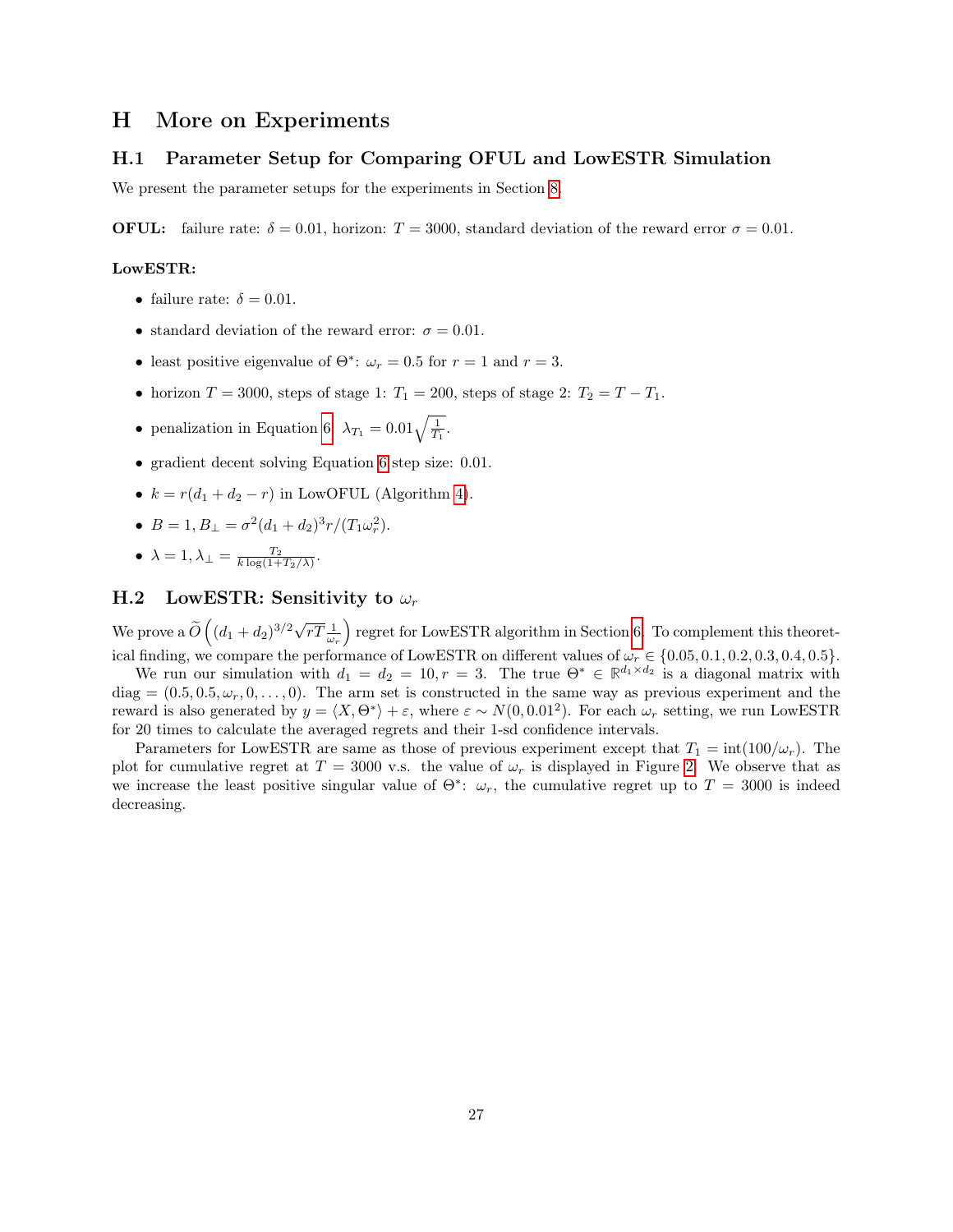# H More on Experiments

## H.1 Parameter Setup for Comparing OFUL and LowESTR Simulation

We present the parameter setups for the experiments in Section 8.

**OFUL:** failure rate: $\delta = 0.01$, horizon: $T = 3000$, standard deviation of the reward error $\sigma = 0.01$.

**LowESTR:**

- failure rate: $\delta = 0.01$.
- standard deviation of the reward error: $\sigma = 0.01$.
- least positive eigenvalue of $\Theta^*$: $\omega_r = 0.5$ for $r = 1$ and $r = 3$.
- horizon $T = 3000$, steps of stage 1: $T_1 = 200$, steps of stage 2: $T_2 = T - T_1$.
- penalization in Equation 6: $\lambda_{T_1} = 0.01\sqrt{\frac{1}{T_1}}$.
- gradient decent solving Equation 6 step size: 0.01.
- $k = r(d_1 + d_2 - r)$ in LowOFUL (Algorithm 4).
- $B = 1, B_\perp = \sigma^2(d_1 + d_2)^3 r/(T_1 \omega_r^2)$.
- $\lambda = 1, \lambda_\perp = \frac{T_2}{k \log(1 + T_2/\lambda)}$.

## H.2 LowESTR: Sensitivity to $\omega_r$

We prove a $\widetilde{O}\left((d_1 + d_2)^{3/2}\sqrt{rT}\frac{1}{\omega_r}\right)$ regret for LowESTR algorithm in Section 6. To complement this theoretical finding, we compare the performance of LowESTR on different values of $\omega_r \in \{0.05, 0.1, 0.2, 0.3, 0.4, 0.5\}$.

We run our simulation with $d_1 = d_2 = 10, r = 3$. The true $\Theta^* \in \mathbb{R}^{d_1 \times d_2}$ is a diagonal matrix with diag $= (0.5, 0.5, \omega_r, 0, \ldots, 0)$. The arm set is constructed in the same way as previous experiment and the reward is also generated by $y = \langle X, \Theta^* \rangle + \varepsilon$, where $\varepsilon \sim N(0, 0.01^2)$. For each $\omega_r$ setting, we run LowESTR for 20 times to calculate the averaged regrets and their 1-sd confidence intervals.

Parameters for LowESTR are same as those of previous experiment except that $T_1 = \text{int}(100/\omega_r)$. The plot for cumulative regret at $T = 3000$ v.s. the value of $\omega_r$ is displayed in Figure 2. We observe that as we increase the least positive singular value of $\Theta^*$: $\omega_r$, the cumulative regret up to $T = 3000$ is indeed decreasing.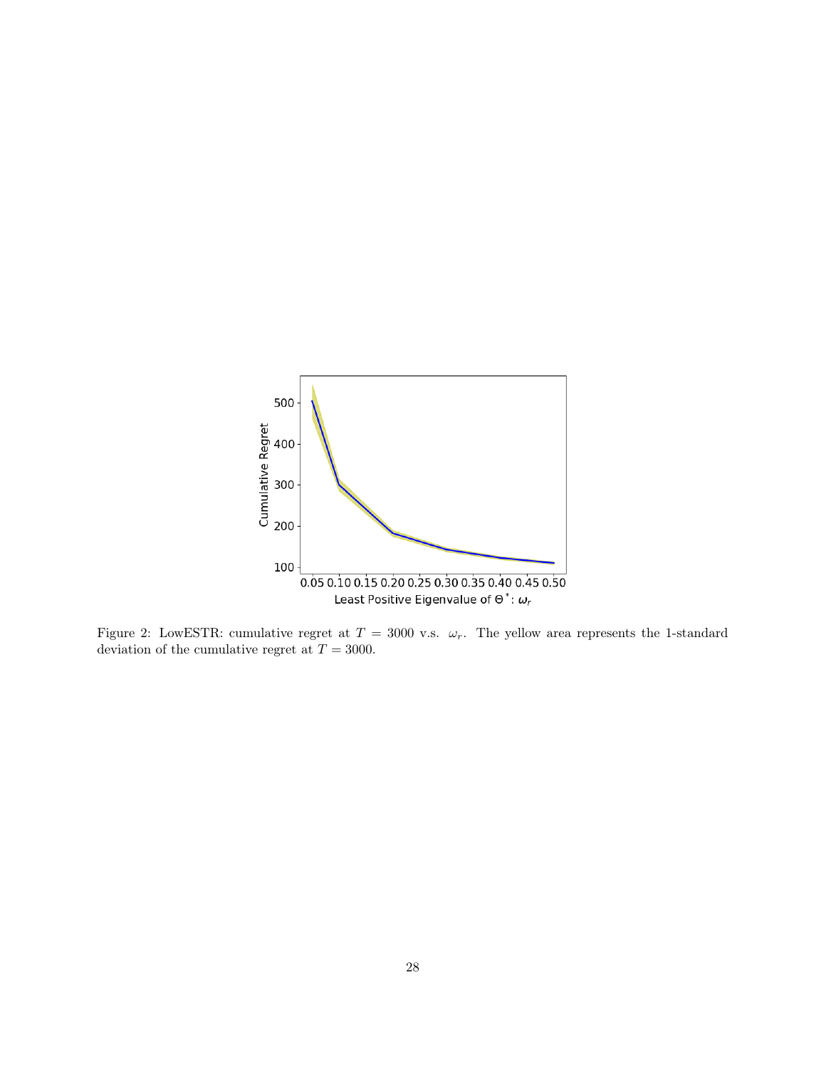Cumulative Regret

500

400

300

200

100

0.05 0.10 0.15 0.20 0.25 0.30 0.35 0.40 0.45 0.50

Least Positive Eigenvalue of $\Theta^*$: $\omega_r$

Figure 2: LowESTR: cumulative regret at $T = 3000$ v.s. $\omega_r$. The yellow area represents the 1-standard deviation of the cumulative regret at $T = 3000$.